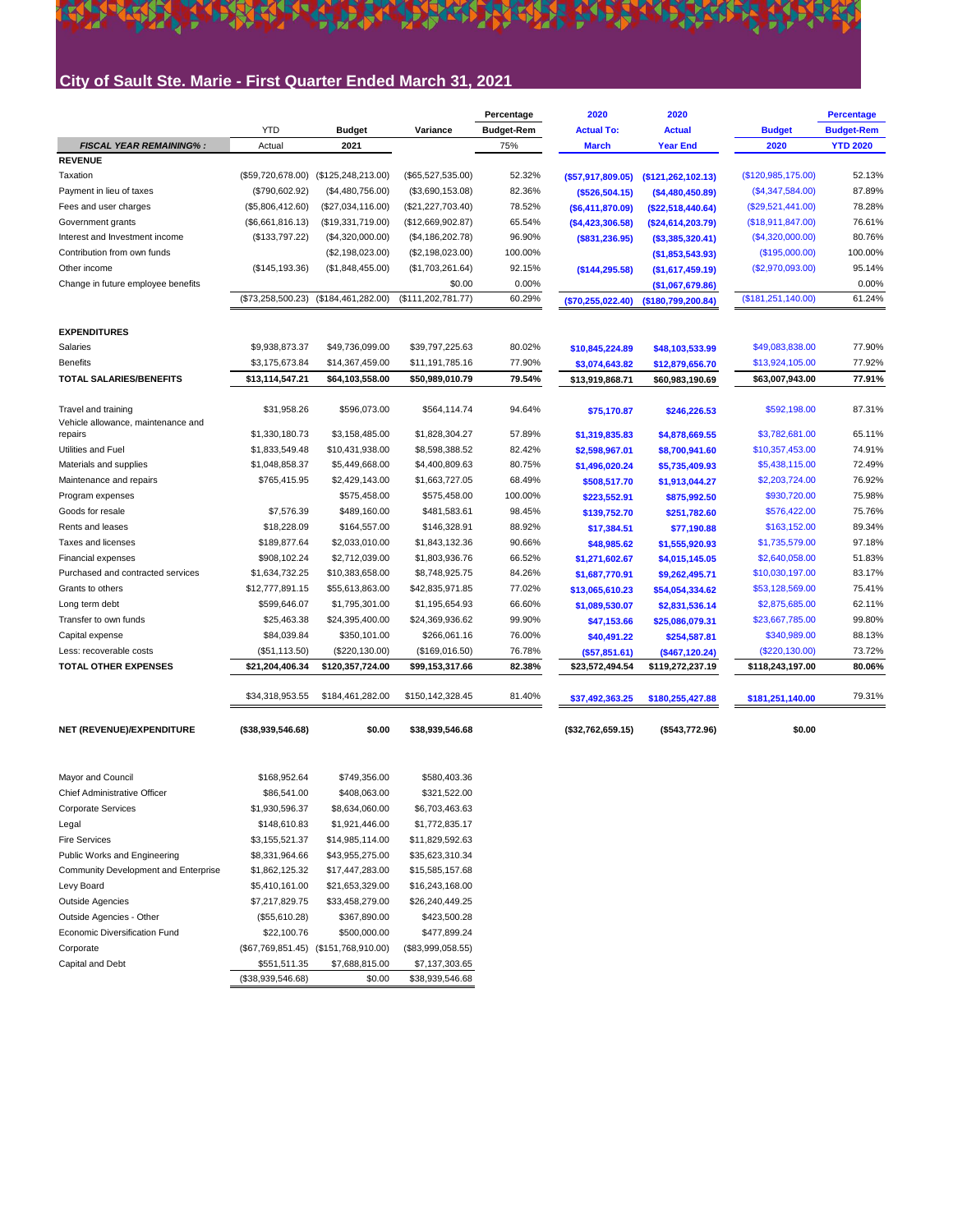# City of Sault Ste. Marie - First Quarter Ended March 31, 2021

| | YTD Actual | Budget 2021 | Variance | Percentage Budget-Rem | 2020 Actual To: March | 2020 Actual Year End | Budget 2020 | Percentage Budget-Rem YTD 2020 |
|---|---|---|---|---|---|---|---|---|
| ***FISCAL YEAR REMAINING%:*** | | | | 75% | | | | |
| **REVENUE** | | | | | | | | |
| Taxation | ($59,720,678.00) | ($125,248,213.00) | ($65,527,535.00) | 52.32% | ($57,917,809.05) | ($121,262,102.13) | ($120,985,175.00) | 52.13% |
| Payment in lieu of taxes | ($790,602.92) | ($4,480,756.00) | ($3,690,153.08) | 82.36% | ($526,504.15) | ($4,480,450.89) | ($4,347,584.00) | 87.89% |
| Fees and user charges | ($5,806,412.60) | ($27,034,116.00) | ($21,227,703.40) | 78.52% | ($6,411,870.09) | ($22,518,440.64) | ($29,521,441.00) | 78.28% |
| Government grants | ($6,661,816.13) | ($19,331,719.00) | ($12,669,902.87) | 65.54% | ($4,423,306.58) | ($24,614,203.79) | ($18,911,847.00) | 76.61% |
| Interest and Investment income | ($133,797.22) | ($4,320,000.00) | ($4,186,202.78) | 96.90% | ($831,236.95) | ($3,385,320.41) | ($4,320,000.00) | 80.76% |
| Contribution from own funds | | ($2,198,023.00) | ($2,198,023.00) | 100.00% | | ($1,853,543.93) | ($195,000.00) | 100.00% |
| Other income | ($145,193.36) | ($1,848,455.00) | ($1,703,261.64) | 92.15% | ($144,295.58) | ($1,617,459.19) | ($2,970,093.00) | 95.14% |
| Change in future employee benefits | | | $0.00 | 0.00% | | ($1,067,679.86) | | 0.00% |
| | ($73,258,500.23) | ($184,461,282.00) | ($111,202,781.77) | 60.29% | ($70,255,022.40) | ($180,799,200.84) | ($181,251,140.00) | 61.24% |
| **EXPENDITURES** | | | | | | | | |
| Salaries | $9,938,873.37 | $49,736,099.00 | $39,797,225.63 | 80.02% | $10,845,224.89 | $48,103,533.99 | $49,083,838.00 | 77.90% |
| Benefits | $3,175,673.84 | $14,367,459.00 | $11,191,785.16 | 77.90% | $3,074,643.82 | $12,879,656.70 | $13,924,105.00 | 77.92% |
| **TOTAL SALARIES/BENEFITS** | **$13,114,547.21** | **$64,103,558.00** | **$50,989,010.79** | **79.54%** | **$13,919,868.71** | **$60,983,190.69** | **$63,007,943.00** | **77.91%** |
| Travel and training | $31,958.26 | $596,073.00 | $564,114.74 | 94.64% | $75,170.87 | $246,226.53 | $592,198.00 | 87.31% |
| Vehicle allowance, maintenance and repairs | $1,330,180.73 | $3,158,485.00 | $1,828,304.27 | 57.89% | $1,319,835.83 | $4,878,669.55 | $3,782,681.00 | 65.11% |
| Utilities and Fuel | $1,833,549.48 | $10,431,938.00 | $8,598,388.52 | 82.42% | $2,598,967.01 | $8,700,941.60 | $10,357,453.00 | 74.91% |
| Materials and supplies | $1,048,858.37 | $5,449,668.00 | $4,400,809.63 | 80.75% | $1,496,020.24 | $5,735,409.93 | $5,438,115.00 | 72.49% |
| Maintenance and repairs | $765,415.95 | $2,429,143.00 | $1,663,727.05 | 68.49% | $508,517.70 | $1,913,044.27 | $2,203,724.00 | 76.92% |
| Program expenses | | $575,458.00 | $575,458.00 | 100.00% | $223,552.91 | $875,992.50 | $930,720.00 | 75.98% |
| Goods for resale | $7,576.39 | $489,160.00 | $481,583.61 | 98.45% | $139,752.70 | $251,782.60 | $576,422.00 | 75.76% |
| Rents and leases | $18,228.09 | $164,557.00 | $146,328.91 | 88.92% | $17,384.51 | $77,190.88 | $163,152.00 | 89.34% |
| Taxes and licenses | $189,877.64 | $2,033,010.00 | $1,843,132.36 | 90.66% | $48,985.62 | $1,555,920.93 | $1,735,579.00 | 97.18% |
| Financial expenses | $908,102.24 | $2,712,039.00 | $1,803,936.76 | 66.52% | $1,271,602.67 | $4,015,145.05 | $2,640,058.00 | 51.83% |
| Purchased and contracted services | $1,634,732.25 | $10,383,658.00 | $8,748,925.75 | 84.26% | $1,687,770.91 | $9,262,495.71 | $10,030,197.00 | 83.17% |
| Grants to others | $12,777,891.15 | $55,613,863.00 | $42,835,971.85 | 77.02% | $13,065,610.23 | $54,054,334.62 | $53,128,569.00 | 75.41% |
| Long term debt | $599,646.07 | $1,795,301.00 | $1,195,654.93 | 66.60% | $1,089,530.07 | $2,831,536.14 | $2,875,685.00 | 62.11% |
| Transfer to own funds | $25,463.38 | $24,395,400.00 | $24,369,936.62 | 99.90% | $47,153.66 | $25,086,079.31 | $23,667,785.00 | 99.80% |
| Capital expense | $84,039.84 | $350,101.00 | $266,061.16 | 76.00% | $40,491.22 | $254,587.81 | $340,989.00 | 88.13% |
| Less: recoverable costs | ($51,113.50) | ($220,130.00) | ($169,016.50) | 76.78% | ($57,851.61) | ($467,120.24) | ($220,130.00) | 73.72% |
| **TOTAL OTHER EXPENSES** | **$21,204,406.34** | **$120,357,724.00** | **$99,153,317.66** | **82.38%** | **$23,572,494.54** | **$119,272,237.19** | **$118,243,197.00** | **80.06%** |
| | $34,318,953.55 | $184,461,282.00 | $150,142,328.45 | 81.40% | $37,492,363.25 | $180,255,427.88 | $181,251,140.00 | 79.31% |
| **NET (REVENUE)/EXPENDITURE** | **($38,939,546.68)** | **$0.00** | **$38,939,546.68** | | **($32,762,659.15)** | **($543,772.96)** | **$0.00** | |

| | YTD Actual | Budget 2021 | Variance |
|---|---|---|---|
| Mayor and Council | $168,952.64 | $749,356.00 | $580,403.36 |
| Chief Administrative Officer | $86,541.00 | $408,063.00 | $321,522.00 |
| Corporate Services | $1,930,596.37 | $8,634,060.00 | $6,703,463.63 |
| Legal | $148,610.83 | $1,921,446.00 | $1,772,835.17 |
| Fire Services | $3,155,521.37 | $14,985,114.00 | $11,829,592.63 |
| Public Works and Engineering | $8,331,964.66 | $43,955,275.00 | $35,623,310.34 |
| Community Development and Enterprise | $1,862,125.32 | $17,447,283.00 | $15,585,157.68 |
| Levy Board | $5,410,161.00 | $21,653,329.00 | $16,243,168.00 |
| Outside Agencies | $7,217,829.75 | $33,458,279.00 | $26,240,449.25 |
| Outside Agencies - Other | ($55,610.28) | $367,890.00 | $423,500.28 |
| Economic Diversification Fund | $22,100.76 | $500,000.00 | $477,899.24 |
| Corporate | ($67,769,851.45) | ($151,768,910.00) | ($83,999,058.55) |
| Capital and Debt | $551,511.35 | $7,688,815.00 | $7,137,303.65 |
| | ($38,939,546.68) | $0.00 | $38,939,546.68 |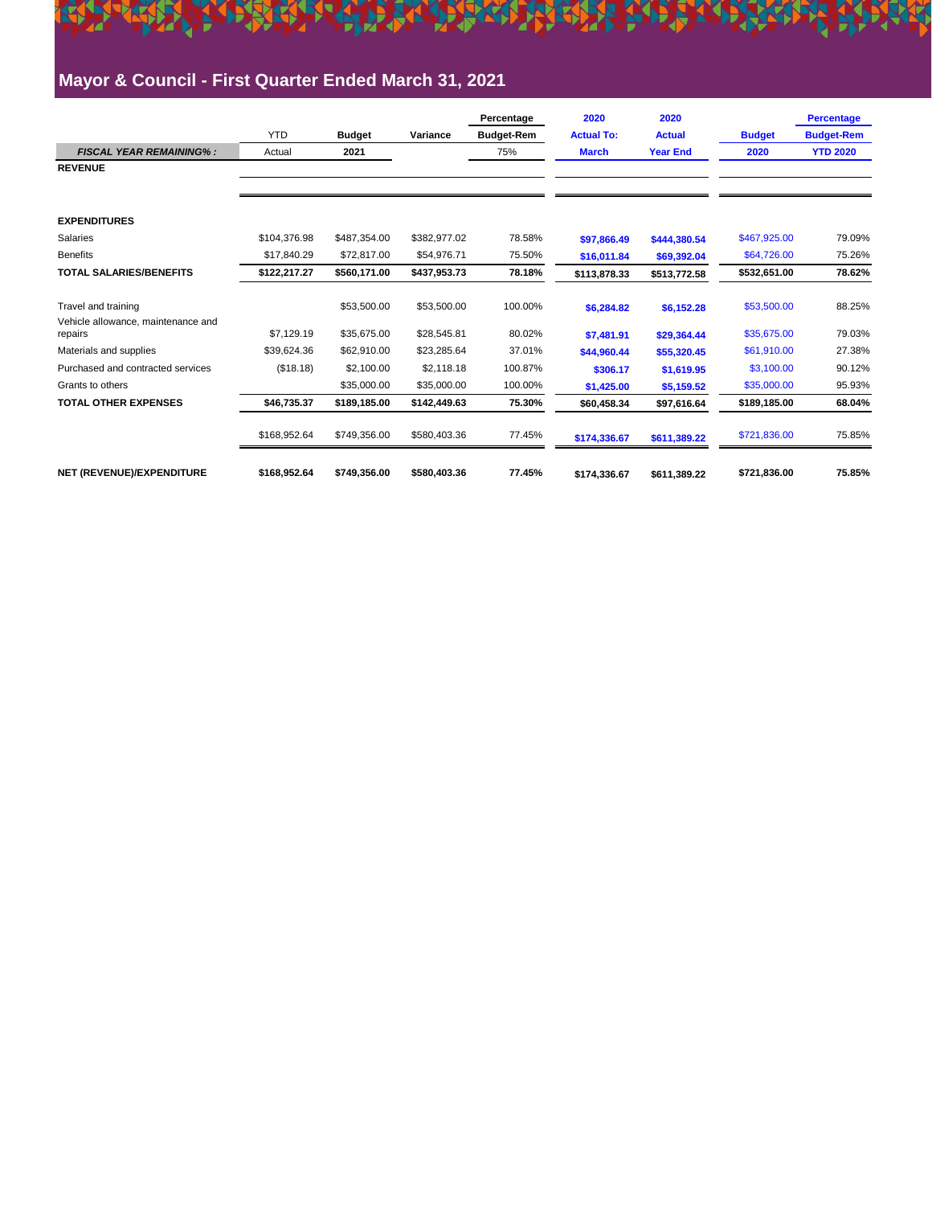## Mayor & Council - First Quarter Ended March 31, 2021

| | YTD | Budget | Variance | Percentage Budget-Rem | 2020 Actual To: | 2020 Actual | Budget | Percentage Budget-Rem |
|---|---|---|---|---|---|---|---|---|
| *FISCAL YEAR REMAINING% :* | Actual | 2021 | | 75% | March | Year End | 2020 | YTD 2020 |
| **REVENUE** | | | | | | | | |
| | | | | | | | | |
| **EXPENDITURES** | | | | | | | | |
| Salaries | $104,376.98 | $487,354.00 | $382,977.02 | 78.58% | $97,866.49 | $444,380.54 | $467,925.00 | 79.09% |
| Benefits | $17,840.29 | $72,817.00 | $54,976.71 | 75.50% | $16,011.84 | $69,392.04 | $64,726.00 | 75.26% |
| **TOTAL SALARIES/BENEFITS** | **$122,217.27** | **$560,171.00** | **$437,953.73** | **78.18%** | **$113,878.33** | **$513,772.58** | **$532,651.00** | **78.62%** |
| Travel and training | | $53,500.00 | $53,500.00 | 100.00% | $6,284.82 | $6,152.28 | $53,500.00 | 88.25% |
| Vehicle allowance, maintenance and repairs | $7,129.19 | $35,675.00 | $28,545.81 | 80.02% | $7,481.91 | $29,364.44 | $35,675.00 | 79.03% |
| Materials and supplies | $39,624.36 | $62,910.00 | $23,285.64 | 37.01% | $44,960.44 | $55,320.45 | $61,910.00 | 27.38% |
| Purchased and contracted services | ($18.18) | $2,100.00 | $2,118.18 | 100.87% | $306.17 | $1,619.95 | $3,100.00 | 90.12% |
| Grants to others | | $35,000.00 | $35,000.00 | 100.00% | $1,425.00 | $5,159.52 | $35,000.00 | 95.93% |
| **TOTAL OTHER EXPENSES** | **$46,735.37** | **$189,185.00** | **$142,449.63** | **75.30%** | **$60,458.34** | **$97,616.64** | **$189,185.00** | **68.04%** |
| | $168,952.64 | $749,356.00 | $580,403.36 | 77.45% | $174,336.67 | $611,389.22 | $721,836.00 | 75.85% |
| **NET (REVENUE)/EXPENDITURE** | **$168,952.64** | **$749,356.00** | **$580,403.36** | **77.45%** | **$174,336.67** | **$611,389.22** | **$721,836.00** | **75.85%** |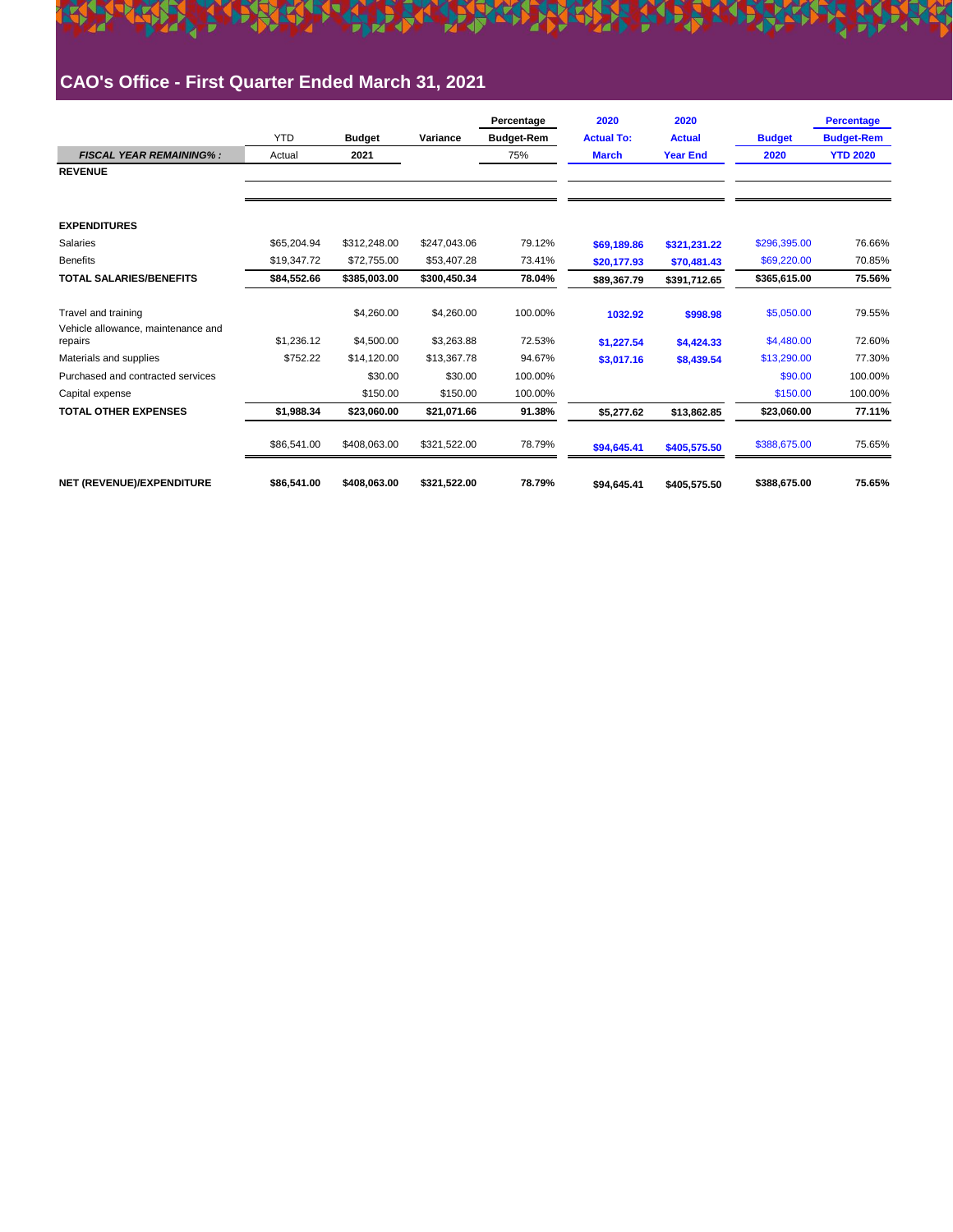# CAO's Office - First Quarter Ended March 31, 2021

| | YTD | Budget | Variance | Percentage Budget-Rem | 2020 Actual To: | 2020 Actual | Budget | Percentage Budget-Rem |
|---|---|---|---|---|---|---|---|---|
| ***FISCAL YEAR REMAINING% :*** | Actual | **2021** | | 75% | **March** | **Year End** | **2020** | **YTD 2020** |
| **REVENUE** | | | | | | | | |
| | | | | | | | | |
| **EXPENDITURES** | | | | | | | | |
| Salaries | $65,204.94 | $312,248.00 | $247,043.06 | 79.12% | $69,189.86 | $321,231.22 | $296,395.00 | 76.66% |
| Benefits | $19,347.72 | $72,755.00 | $53,407.28 | 73.41% | $20,177.93 | $70,481.43 | $69,220.00 | 70.85% |
| **TOTAL SALARIES/BENEFITS** | **$84,552.66** | **$385,003.00** | **$300,450.34** | **78.04%** | **$89,367.79** | **$391,712.65** | **$365,615.00** | **75.56%** |
| | | | | | | | | |
| Travel and training | | $4,260.00 | $4,260.00 | 100.00% | 1032.92 | $998.98 | $5,050.00 | 79.55% |
| Vehicle allowance, maintenance and repairs | $1,236.12 | $4,500.00 | $3,263.88 | 72.53% | $1,227.54 | $4,424.33 | $4,480.00 | 72.60% |
| Materials and supplies | $752.22 | $14,120.00 | $13,367.78 | 94.67% | $3,017.16 | $8,439.54 | $13,290.00 | 77.30% |
| Purchased and contracted services | | $30.00 | $30.00 | 100.00% | | | $90.00 | 100.00% |
| Capital expense | | $150.00 | $150.00 | 100.00% | | | $150.00 | 100.00% |
| **TOTAL OTHER EXPENSES** | **$1,988.34** | **$23,060.00** | **$21,071.66** | **91.38%** | **$5,277.62** | **$13,862.85** | **$23,060.00** | **77.11%** |
| | $86,541.00 | $408,063.00 | $321,522.00 | 78.79% | $94,645.41 | $405,575.50 | $388,675.00 | 75.65% |
| | | | | | | | | |
| **NET (REVENUE)/EXPENDITURE** | **$86,541.00** | **$408,063.00** | **$321,522.00** | **78.79%** | **$94,645.41** | **$405,575.50** | **$388,675.00** | **75.65%** |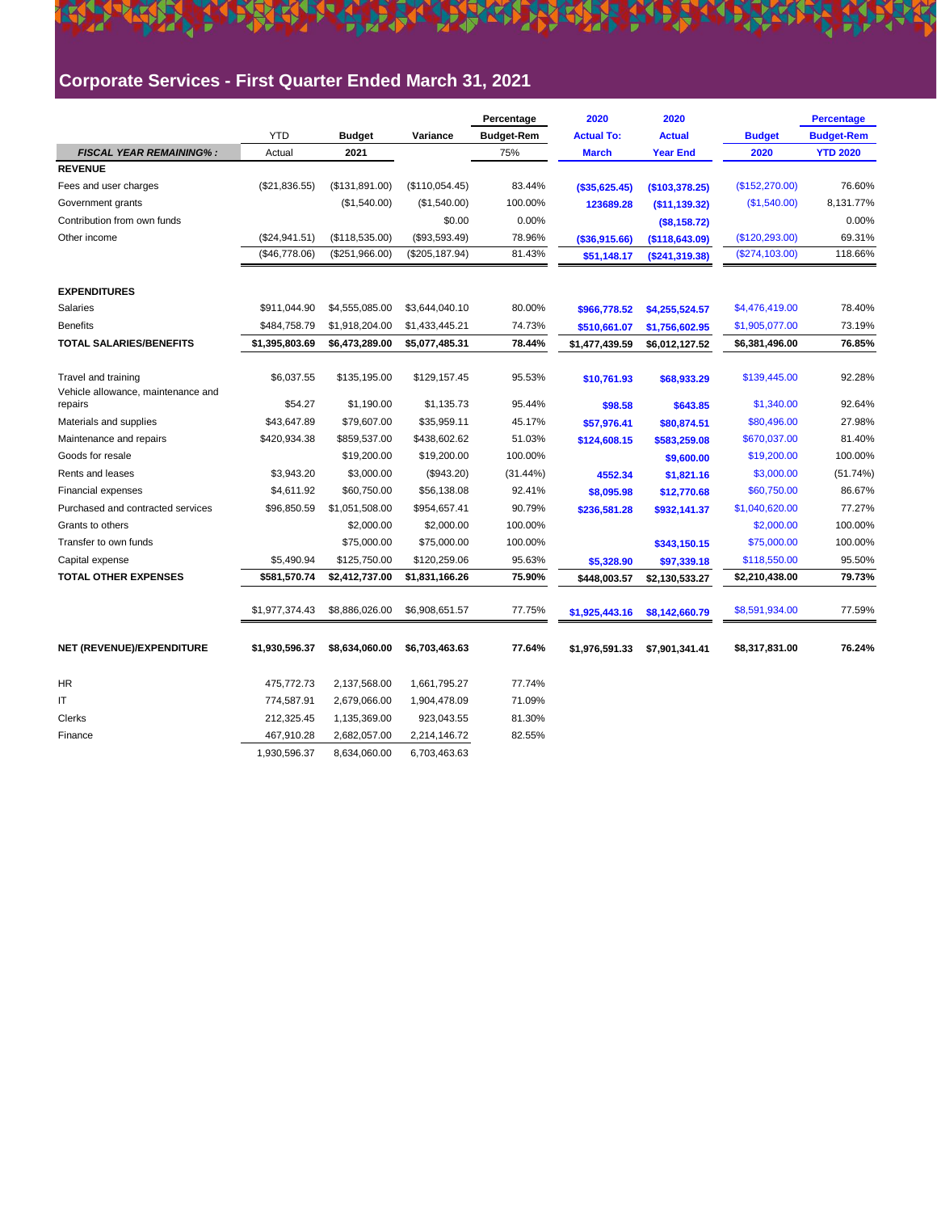# Corporate Services - First Quarter Ended March 31, 2021

| | YTD | Budget | Variance | Percentage Budget-Rem | 2020 Actual To: March | 2020 Actual Year End | Budget 2020 | Percentage Budget-Rem YTD 2020 |
|---|---|---|---|---|---|---|---|---|
| ***FISCAL YEAR REMAINING% :*** | Actual | 2021 | | 75% | | | | |
| **REVENUE** | | | | | | | | |
| Fees and user charges | ($21,836.55) | ($131,891.00) | ($110,054.45) | 83.44% | ($35,625.45) | ($103,378.25) | ($152,270.00) | 76.60% |
| Government grants | | ($1,540.00) | ($1,540.00) | 100.00% | 123689.28 | ($11,139.32) | ($1,540.00) | 8,131.77% |
| Contribution from own funds | | | $0.00 | 0.00% | | ($8,158.72) | | 0.00% |
| Other income | ($24,941.51) | ($118,535.00) | ($93,593.49) | 78.96% | ($36,915.66) | ($118,643.09) | ($120,293.00) | 69.31% |
| | ($46,778.06) | ($251,966.00) | ($205,187.94) | 81.43% | $51,148.17 | ($241,319.38) | ($274,103.00) | 118.66% |
| **EXPENDITURES** | | | | | | | | |
| Salaries | $911,044.90 | $4,555,085.00 | $3,644,040.10 | 80.00% | $966,778.52 | $4,255,524.57 | $4,476,419.00 | 78.40% |
| Benefits | $484,758.79 | $1,918,204.00 | $1,433,445.21 | 74.73% | $510,661.07 | $1,756,602.95 | $1,905,077.00 | 73.19% |
| **TOTAL SALARIES/BENEFITS** | **$1,395,803.69** | **$6,473,289.00** | **$5,077,485.31** | **78.44%** | **$1,477,439.59** | **$6,012,127.52** | **$6,381,496.00** | **76.85%** |
| Travel and training | $6,037.55 | $135,195.00 | $129,157.45 | 95.53% | $10,761.93 | $68,933.29 | $139,445.00 | 92.28% |
| Vehicle allowance, maintenance and repairs | $54.27 | $1,190.00 | $1,135.73 | 95.44% | $98.58 | $643.85 | $1,340.00 | 92.64% |
| Materials and supplies | $43,647.89 | $79,607.00 | $35,959.11 | 45.17% | $57,976.41 | $80,874.51 | $80,496.00 | 27.98% |
| Maintenance and repairs | $420,934.38 | $859,537.00 | $438,602.62 | 51.03% | $124,608.15 | $583,259.08 | $670,037.00 | 81.40% |
| Goods for resale | | $19,200.00 | $19,200.00 | 100.00% | | $9,600.00 | $19,200.00 | 100.00% |
| Rents and leases | $3,943.20 | $3,000.00 | ($943.20) | (31.44%) | 4552.34 | $1,821.16 | $3,000.00 | (51.74%) |
| Financial expenses | $4,611.92 | $60,750.00 | $56,138.08 | 92.41% | $8,095.98 | $12,770.68 | $60,750.00 | 86.67% |
| Purchased and contracted services | $96,850.59 | $1,051,508.00 | $954,657.41 | 90.79% | $236,581.28 | $932,141.37 | $1,040,620.00 | 77.27% |
| Grants to others | | $2,000.00 | $2,000.00 | 100.00% | | | $2,000.00 | 100.00% |
| Transfer to own funds | | $75,000.00 | $75,000.00 | 100.00% | | $343,150.15 | $75,000.00 | 100.00% |
| Capital expense | $5,490.94 | $125,750.00 | $120,259.06 | 95.63% | $5,328.90 | $97,339.18 | $118,550.00 | 95.50% |
| **TOTAL OTHER EXPENSES** | **$581,570.74** | **$2,412,737.00** | **$1,831,166.26** | **75.90%** | **$448,003.57** | **$2,130,533.27** | **$2,210,438.00** | **79.73%** |
| | $1,977,374.43 | $8,886,026.00 | $6,908,651.57 | 77.75% | $1,925,443.16 | $8,142,660.79 | $8,591,934.00 | 77.59% |
| **NET (REVENUE)/EXPENDITURE** | **$1,930,596.37** | **$8,634,060.00** | **$6,703,463.63** | **77.64%** | **$1,976,591.33** | **$7,901,341.41** | **$8,317,831.00** | **76.24%** |
| HR | 475,772.73 | 2,137,568.00 | 1,661,795.27 | 77.74% | | | | |
| IT | 774,587.91 | 2,679,066.00 | 1,904,478.09 | 71.09% | | | | |
| Clerks | 212,325.45 | 1,135,369.00 | 923,043.55 | 81.30% | | | | |
| Finance | 467,910.28 | 2,682,057.00 | 2,214,146.72 | 82.55% | | | | |
| | 1,930,596.37 | 8,634,060.00 | 6,703,463.63 | | | | | |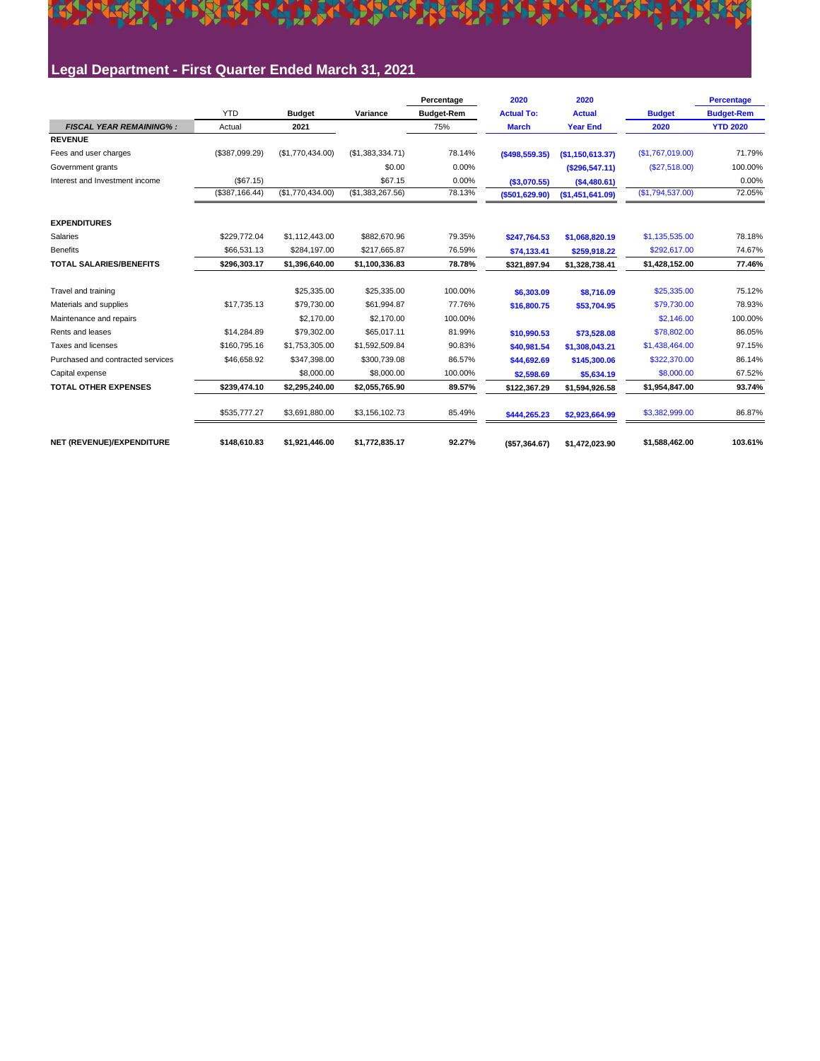# Legal Department - First Quarter Ended March 31, 2021

| | YTD | Budget | Variance | Percentage | 2020 | 2020 | Budget | Percentage |
|---|---|---|---|---|---|---|---|---|
| | | | | Budget-Rem | Actual To: | Actual | | Budget-Rem |
| ***FISCAL YEAR REMAINING% :*** | Actual | **2021** | | 75% | March | Year End | 2020 | YTD 2020 |
| **REVENUE** | | | | | | | | |
| Fees and user charges | ($387,099.29) | ($1,770,434.00) | ($1,383,334.71) | 78.14% | **($498,559.35)** | **($1,150,613.37)** | ($1,767,019.00) | 71.79% |
| Government grants | | | $0.00 | 0.00% | | **($296,547.11)** | ($27,518.00) | 100.00% |
| Interest and Investment income | ($67.15) | | $67.15 | 0.00% | **($3,070.55)** | **($4,480.61)** | | 0.00% |
| | ($387,166.44) | ($1,770,434.00) | ($1,383,267.56) | 78.13% | **($501,629.90)** | **($1,451,641.09)** | ($1,794,537.00) | 72.05% |
| **EXPENDITURES** | | | | | | | | |
| Salaries | $229,772.04 | $1,112,443.00 | $882,670.96 | 79.35% | **$247,764.53** | **$1,068,820.19** | $1,135,535.00 | 78.18% |
| Benefits | $66,531.13 | $284,197.00 | $217,665.87 | 76.59% | **$74,133.41** | **$259,918.22** | $292,617.00 | 74.67% |
| **TOTAL SALARIES/BENEFITS** | **$296,303.17** | **$1,396,640.00** | **$1,100,336.83** | **78.78%** | **$321,897.94** | **$1,328,738.41** | **$1,428,152.00** | **77.46%** |
| Travel and training | | $25,335.00 | $25,335.00 | 100.00% | **$6,303.09** | **$8,716.09** | $25,335.00 | 75.12% |
| Materials and supplies | $17,735.13 | $79,730.00 | $61,994.87 | 77.76% | **$16,800.75** | **$53,704.95** | $79,730.00 | 78.93% |
| Maintenance and repairs | | $2,170.00 | $2,170.00 | 100.00% | | | $2,146.00 | 100.00% |
| Rents and leases | $14,284.89 | $79,302.00 | $65,017.11 | 81.99% | **$10,990.53** | **$73,528.08** | $78,802.00 | 86.05% |
| Taxes and licenses | $160,795.16 | $1,753,305.00 | $1,592,509.84 | 90.83% | **$40,981.54** | **$1,308,043.21** | $1,438,464.00 | 97.15% |
| Purchased and contracted services | $46,658.92 | $347,398.00 | $300,739.08 | 86.57% | **$44,692.69** | **$145,300.06** | $322,370.00 | 86.14% |
| Capital expense | | $8,000.00 | $8,000.00 | 100.00% | **$2,598.69** | **$5,634.19** | $8,000.00 | 67.52% |
| **TOTAL OTHER EXPENSES** | **$239,474.10** | **$2,295,240.00** | **$2,055,765.90** | **89.57%** | **$122,367.29** | **$1,594,926.58** | **$1,954,847.00** | **93.74%** |
| | $535,777.27 | $3,691,880.00 | $3,156,102.73 | 85.49% | **$444,265.23** | **$2,923,664.99** | $3,382,999.00 | 86.87% |
| **NET (REVENUE)/EXPENDITURE** | **$148,610.83** | **$1,921,446.00** | **$1,772,835.17** | **92.27%** | **($57,364.67)** | **$1,472,023.90** | **$1,588,462.00** | **103.61%** |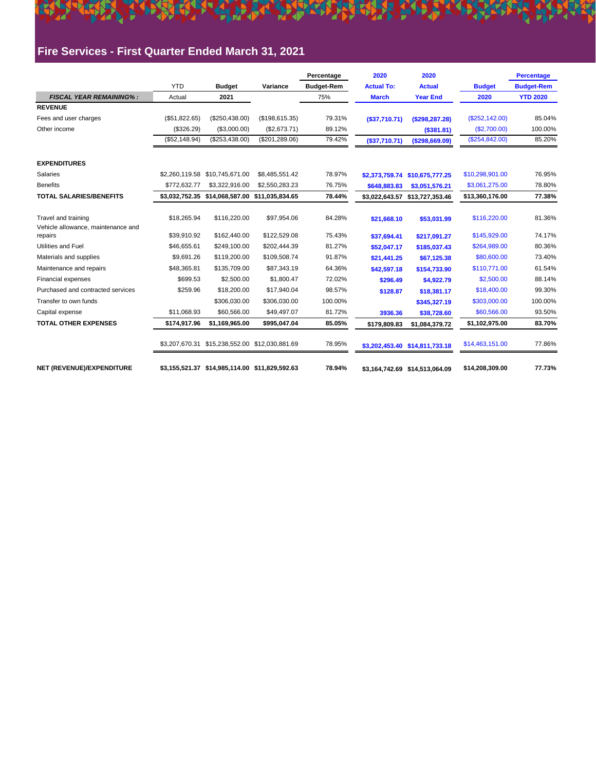# Fire Services - First Quarter Ended March 31, 2021

| | YTD | Budget | Variance | Percentage Budget-Rem | 2020 Actual To: | 2020 Actual | Budget | Percentage Budget-Rem |
|---|---|---|---|---|---|---|---|---|
| ***FISCAL YEAR REMAINING%:*** | Actual | **2021** | | 75% | **March** | **Year End** | **2020** | **YTD 2020** |
| **REVENUE** | | | | | | | | |
| Fees and user charges | ($51,822.65) | ($250,438.00) | ($198,615.35) | 79.31% | **($37,710.71)** | **($298,287.28)** | ($252,142.00) | 85.04% |
| Other income | ($326.29) | ($3,000.00) | ($2,673.71) | 89.12% | | **($381.81)** | ($2,700.00) | 100.00% |
| | ($52,148.94) | ($253,438.00) | ($201,289.06) | 79.42% | **($37,710.71)** | **($298,669.09)** | ($254,842.00) | 85.20% |
| **EXPENDITURES** | | | | | | | | |
| Salaries | $2,260,119.58 | $10,745,671.00 | $8,485,551.42 | 78.97% | **$2,373,759.74** | **$10,675,777.25** | $10,298,901.00 | 76.95% |
| Benefits | $772,632.77 | $3,322,916.00 | $2,550,283.23 | 76.75% | **$648,883.83** | **$3,051,576.21** | $3,061,275.00 | 78.80% |
| **TOTAL SALARIES/BENEFITS** | **$3,032,752.35** | **$14,068,587.00** | **$11,035,834.65** | **78.44%** | **$3,022,643.57** | **$13,727,353.46** | **$13,360,176.00** | **77.38%** |
| Travel and training | $18,265.94 | $116,220.00 | $97,954.06 | 84.28% | **$21,668.10** | **$53,031.99** | $116,220.00 | 81.36% |
| Vehicle allowance, maintenance and repairs | $39,910.92 | $162,440.00 | $122,529.08 | 75.43% | **$37,694.41** | **$217,091.27** | $145,929.00 | 74.17% |
| Utilities and Fuel | $46,655.61 | $249,100.00 | $202,444.39 | 81.27% | **$52,047.17** | **$185,037.43** | $264,989.00 | 80.36% |
| Materials and supplies | $9,691.26 | $119,200.00 | $109,508.74 | 91.87% | **$21,441.25** | **$67,125.38** | $80,600.00 | 73.40% |
| Maintenance and repairs | $48,365.81 | $135,709.00 | $87,343.19 | 64.36% | **$42,597.18** | **$154,733.90** | $110,771.00 | 61.54% |
| Financial expenses | $699.53 | $2,500.00 | $1,800.47 | 72.02% | **$296.49** | **$4,922.79** | $2,500.00 | 88.14% |
| Purchased and contracted services | $259.96 | $18,200.00 | $17,940.04 | 98.57% | **$128.87** | **$18,381.17** | $18,400.00 | 99.30% |
| Transfer to own funds | | $306,030.00 | $306,030.00 | 100.00% | | **$345,327.19** | $303,000.00 | 100.00% |
| Capital expense | $11,068.93 | $60,566.00 | $49,497.07 | 81.72% | **3936.36** | **$38,728.60** | $60,566.00 | 93.50% |
| **TOTAL OTHER EXPENSES** | **$174,917.96** | **$1,169,965.00** | **$995,047.04** | **85.05%** | **$179,809.83** | **$1,084,379.72** | **$1,102,975.00** | **83.70%** |
| | $3,207,670.31 | $15,238,552.00 | $12,030,881.69 | 78.95% | **$3,202,453.40** | **$14,811,733.18** | $14,463,151.00 | 77.86% |
| **NET (REVENUE)/EXPENDITURE** | **$3,155,521.37** | **$14,985,114.00** | **$11,829,592.63** | **78.94%** | **$3,164,742.69** | **$14,513,064.09** | **$14,208,309.00** | **77.73%** |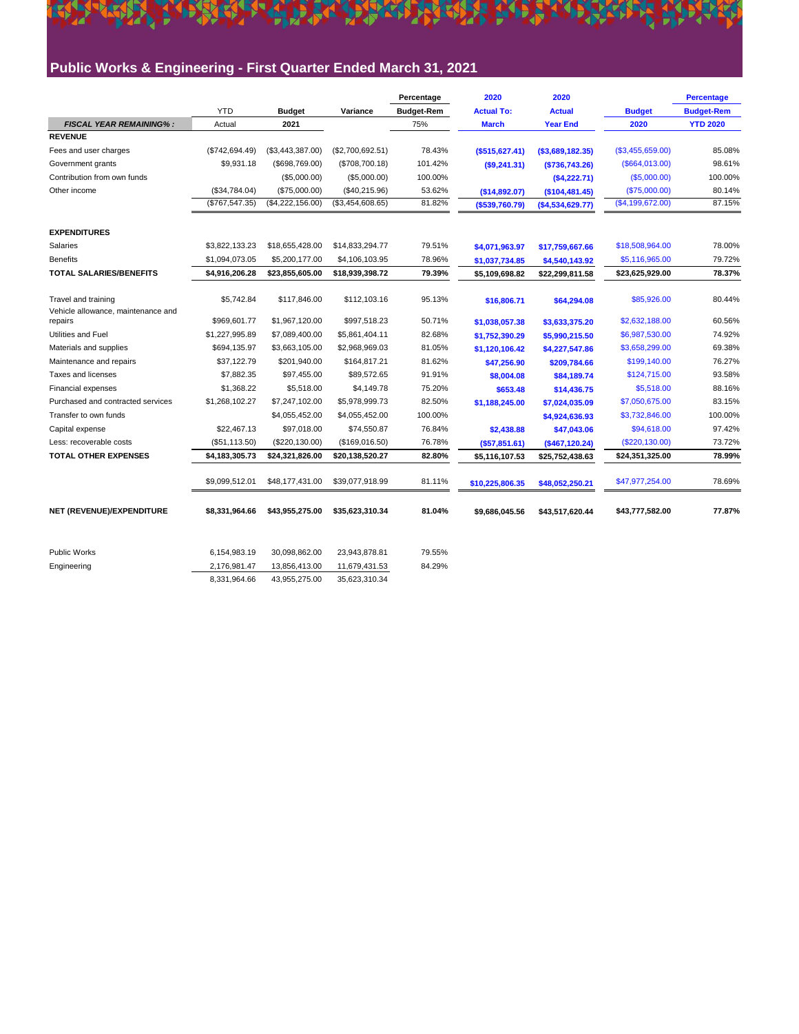## Public Works & Engineering - First Quarter Ended March 31, 2021

| | YTD | Budget | Variance | Percentage Budget-Rem | 2020 Actual To: | 2020 Actual | Budget | Percentage Budget-Rem |
|---|---|---|---|---|---|---|---|---|
| ***FISCAL YEAR REMAINING% :*** | Actual | **2021** | | 75% | **March** | **Year End** | **2020** | **YTD 2020** |
| **REVENUE** | | | | | | | | |
| Fees and user charges | ($742,694.49) | ($3,443,387.00) | ($2,700,692.51) | 78.43% | **($515,627.41)** | **($3,689,182.35)** | ($3,455,659.00) | 85.08% |
| Government grants | $9,931.18 | ($698,769.00) | ($708,700.18) | 101.42% | **($9,241.31)** | **($736,743.26)** | ($664,013.00) | 98.61% |
| Contribution from own funds | | ($5,000.00) | ($5,000.00) | 100.00% | | **($4,222.71)** | ($5,000.00) | 100.00% |
| Other income | ($34,784.04) | ($75,000.00) | ($40,215.96) | 53.62% | **($14,892.07)** | **($104,481.45)** | ($75,000.00) | 80.14% |
| | ($767,547.35) | ($4,222,156.00) | ($3,454,608.65) | 81.82% | **($539,760.79)** | **($4,534,629.77)** | ($4,199,672.00) | 87.15% |
| **EXPENDITURES** | | | | | | | | |
| Salaries | $3,822,133.23 | $18,655,428.00 | $14,833,294.77 | 79.51% | **$4,071,963.97** | **$17,759,667.66** | $18,508,964.00 | 78.00% |
| Benefits | $1,094,073.05 | $5,200,177.00 | $4,106,103.95 | 78.96% | **$1,037,734.85** | **$4,540,143.92** | $5,116,965.00 | 79.72% |
| **TOTAL SALARIES/BENEFITS** | **$4,916,206.28** | **$23,855,605.00** | **$18,939,398.72** | **79.39%** | **$5,109,698.82** | **$22,299,811.58** | **$23,625,929.00** | **78.37%** |
| Travel and training | $5,742.84 | $117,846.00 | $112,103.16 | 95.13% | **$16,806.71** | **$64,294.08** | $85,926.00 | 80.44% |
| Vehicle allowance, maintenance and repairs | $969,601.77 | $1,967,120.00 | $997,518.23 | 50.71% | **$1,038,057.38** | **$3,633,375.20** | $2,632,188.00 | 60.56% |
| Utilities and Fuel | $1,227,995.89 | $7,089,400.00 | $5,861,404.11 | 82.68% | **$1,752,390.29** | **$5,990,215.50** | $6,987,530.00 | 74.92% |
| Materials and supplies | $694,135.97 | $3,663,105.00 | $2,968,969.03 | 81.05% | **$1,120,106.42** | **$4,227,547.86** | $3,658,299.00 | 69.38% |
| Maintenance and repairs | $37,122.79 | $201,940.00 | $164,817.21 | 81.62% | **$47,256.90** | **$209,784.66** | $199,140.00 | 76.27% |
| Taxes and licenses | $7,882.35 | $97,455.00 | $89,572.65 | 91.91% | **$8,004.08** | **$84,189.74** | $124,715.00 | 93.58% |
| Financial expenses | $1,368.22 | $5,518.00 | $4,149.78 | 75.20% | **$653.48** | **$14,436.75** | $5,518.00 | 88.16% |
| Purchased and contracted services | $1,268,102.27 | $7,247,102.00 | $5,978,999.73 | 82.50% | **$1,188,245.00** | **$7,024,035.09** | $7,050,675.00 | 83.15% |
| Transfer to own funds | | $4,055,452.00 | $4,055,452.00 | 100.00% | | **$4,924,636.93** | $3,732,846.00 | 100.00% |
| Capital expense | $22,467.13 | $97,018.00 | $74,550.87 | 76.84% | **$2,438.88** | **$47,043.06** | $94,618.00 | 97.42% |
| Less: recoverable costs | ($51,113.50) | ($220,130.00) | ($169,016.50) | 76.78% | **($57,851.61)** | **($467,120.24)** | ($220,130.00) | 73.72% |
| **TOTAL OTHER EXPENSES** | **$4,183,305.73** | **$24,321,826.00** | **$20,138,520.27** | **82.80%** | **$5,116,107.53** | **$25,752,438.63** | **$24,351,325.00** | **78.99%** |
| | $9,099,512.01 | $48,177,431.00 | $39,077,918.99 | 81.11% | **$10,225,806.35** | **$48,052,250.21** | $47,977,254.00 | 78.69% |
| **NET (REVENUE)/EXPENDITURE** | **$8,331,964.66** | **$43,955,275.00** | **$35,623,310.34** | **81.04%** | **$9,686,045.56** | **$43,517,620.44** | **$43,777,582.00** | **77.87%** |

| | YTD Actual | Budget 2021 | Variance | Percentage Budget-Rem |
|---|---|---|---|---|
| Public Works | 6,154,983.19 | 30,098,862.00 | 23,943,878.81 | 79.55% |
| Engineering | 2,176,981.47 | 13,856,413.00 | 11,679,431.53 | 84.29% |
| | 8,331,964.66 | 43,955,275.00 | 35,623,310.34 | |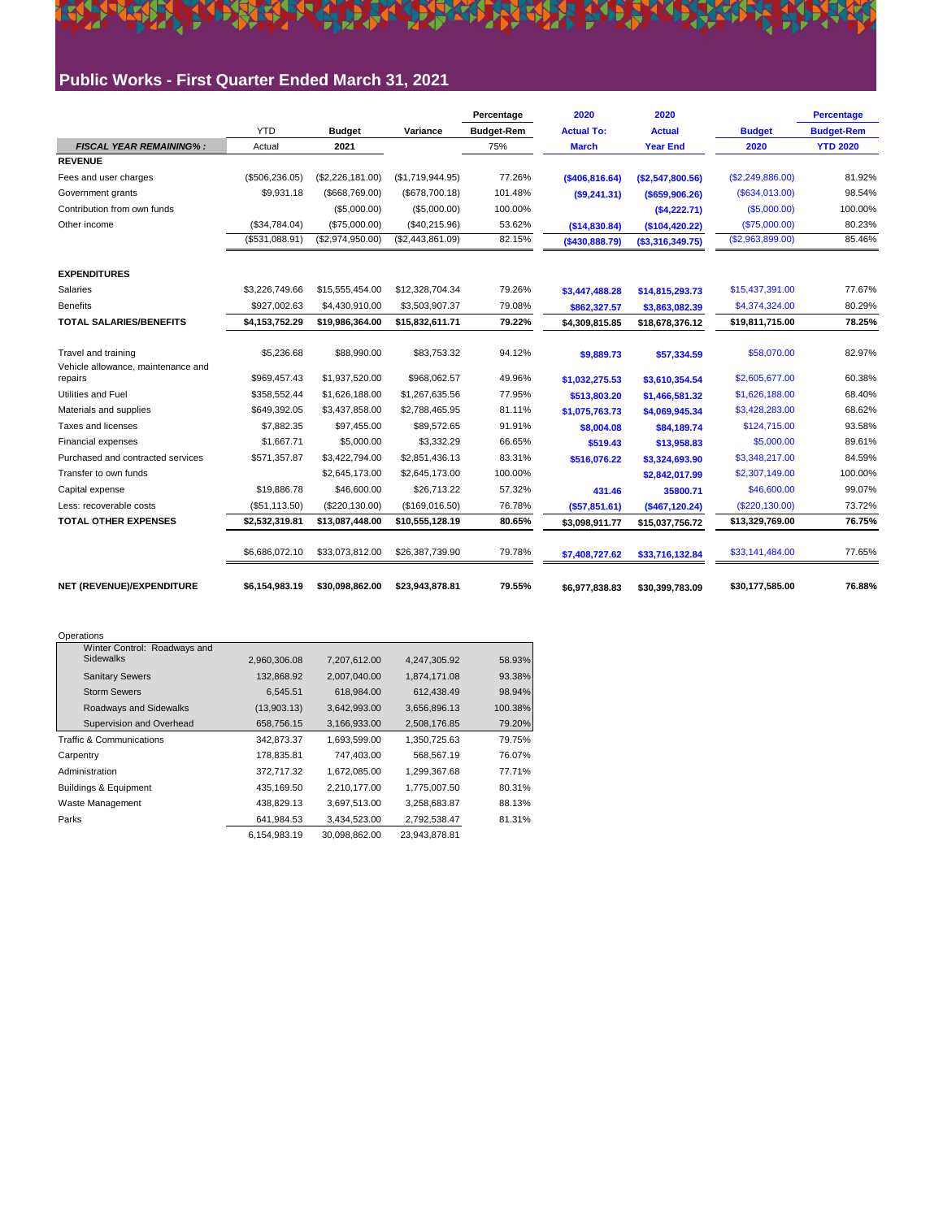## Public Works - First Quarter Ended March 31, 2021

| | YTD | Budget | Variance | Percentage Budget-Rem | 2020 Actual To: March | 2020 Actual Year End | Budget 2020 | Percentage Budget-Rem YTD 2020 |
|---|---|---|---|---|---|---|---|---|
| ***FISCAL YEAR REMAINING% :*** | Actual | **2021** | | 75% | | | | |
| **REVENUE** | | | | | | | | |
| Fees and user charges | ($506,236.05) | ($2,226,181.00) | ($1,719,944.95) | 77.26% | **($406,816.64)** | **($2,547,800.56)** | ($2,249,886.00) | 81.92% |
| Government grants | $9,931.18 | ($668,769.00) | ($678,700.18) | 101.48% | **($9,241.31)** | **($659,906.26)** | ($634,013.00) | 98.54% |
| Contribution from own funds | | ($5,000.00) | ($5,000.00) | 100.00% | | **($4,222.71)** | ($5,000.00) | 100.00% |
| Other income | ($34,784.04) | ($75,000.00) | ($40,215.96) | 53.62% | **($14,830.84)** | **($104,420.22)** | ($75,000.00) | 80.23% |
| | ($531,088.91) | ($2,974,950.00) | ($2,443,861.09) | 82.15% | **($430,888.79)** | **($3,316,349.75)** | ($2,963,899.00) | 85.46% |
| **EXPENDITURES** | | | | | | | | |
| Salaries | $3,226,749.66 | $15,555,454.00 | $12,328,704.34 | 79.26% | **$3,447,488.28** | **$14,815,293.73** | $15,437,391.00 | 77.67% |
| Benefits | $927,002.63 | $4,430,910.00 | $3,503,907.37 | 79.08% | **$862,327.57** | **$3,863,082.39** | $4,374,324.00 | 80.29% |
| **TOTAL SALARIES/BENEFITS** | **$4,153,752.29** | **$19,986,364.00** | **$15,832,611.71** | **79.22%** | **$4,309,815.85** | **$18,678,376.12** | **$19,811,715.00** | **78.25%** |
| Travel and training | $5,236.68 | $88,990.00 | $83,753.32 | 94.12% | **$9,889.73** | **$57,334.59** | $58,070.00 | 82.97% |
| Vehicle allowance, maintenance and repairs | $969,457.43 | $1,937,520.00 | $968,062.57 | 49.96% | **$1,032,275.53** | **$3,610,354.54** | $2,605,677.00 | 60.38% |
| Utilities and Fuel | $358,552.44 | $1,626,188.00 | $1,267,635.56 | 77.95% | **$513,803.20** | **$1,466,581.32** | $1,626,188.00 | 68.40% |
| Materials and supplies | $649,392.05 | $3,437,858.00 | $2,788,465.95 | 81.11% | **$1,075,763.73** | **$4,069,945.34** | $3,428,283.00 | 68.62% |
| Taxes and licenses | $7,882.35 | $97,455.00 | $89,572.65 | 91.91% | **$8,004.08** | **$84,189.74** | $124,715.00 | 93.58% |
| Financial expenses | $1,667.71 | $5,000.00 | $3,332.29 | 66.65% | **$519.43** | **$13,958.83** | $5,000.00 | 89.61% |
| Purchased and contracted services | $571,357.87 | $3,422,794.00 | $2,851,436.13 | 83.31% | **$516,076.22** | **$3,324,693.90** | $3,348,217.00 | 84.59% |
| Transfer to own funds | | $2,645,173.00 | $2,645,173.00 | 100.00% | | **$2,842,017.99** | $2,307,149.00 | 100.00% |
| Capital expense | $19,886.78 | $46,600.00 | $26,713.22 | 57.32% | **431.46** | **35800.71** | $46,600.00 | 99.07% |
| Less: recoverable costs | ($51,113.50) | ($220,130.00) | ($169,016.50) | 76.78% | **($57,851.61)** | **($467,120.24)** | ($220,130.00) | 73.72% |
| **TOTAL OTHER EXPENSES** | **$2,532,319.81** | **$13,087,448.00** | **$10,555,128.19** | **80.65%** | **$3,098,911.77** | **$15,037,756.72** | **$13,329,769.00** | **76.75%** |
| | $6,686,072.10 | $33,073,812.00 | $26,387,739.90 | 79.78% | **$7,408,727.62** | **$33,716,132.84** | $33,141,484.00 | 77.65% |
| **NET (REVENUE)/EXPENDITURE** | **$6,154,983.19** | **$30,098,862.00** | **$23,943,878.81** | **79.55%** | **$6,977,838.83** | **$30,399,783.09** | **$30,177,585.00** | **76.88%** |

Operations

| | | | | |
|---|---|---|---|---|
| Winter Control: Roadways and Sidewalks | 2,960,306.08 | 7,207,612.00 | 4,247,305.92 | 58.93% |
| Sanitary Sewers | 132,868.92 | 2,007,040.00 | 1,874,171.08 | 93.38% |
| Storm Sewers | 6,545.51 | 618,984.00 | 612,438.49 | 98.94% |
| Roadways and Sidewalks | (13,903.13) | 3,642,993.00 | 3,656,896.13 | 100.38% |
| Supervision and Overhead | 658,756.15 | 3,166,933.00 | 2,508,176.85 | 79.20% |
| Traffic & Communications | 342,873.37 | 1,693,599.00 | 1,350,725.63 | 79.75% |
| Carpentry | 178,835.81 | 747,403.00 | 568,567.19 | 76.07% |
| Administration | 372,717.32 | 1,672,085.00 | 1,299,367.68 | 77.71% |
| Buildings & Equipment | 435,169.50 | 2,210,177.00 | 1,775,007.50 | 80.31% |
| Waste Management | 438,829.13 | 3,697,513.00 | 3,258,683.87 | 88.13% |
| Parks | 641,984.53 | 3,434,523.00 | 2,792,538.47 | 81.31% |
| | 6,154,983.19 | 30,098,862.00 | 23,943,878.81 | |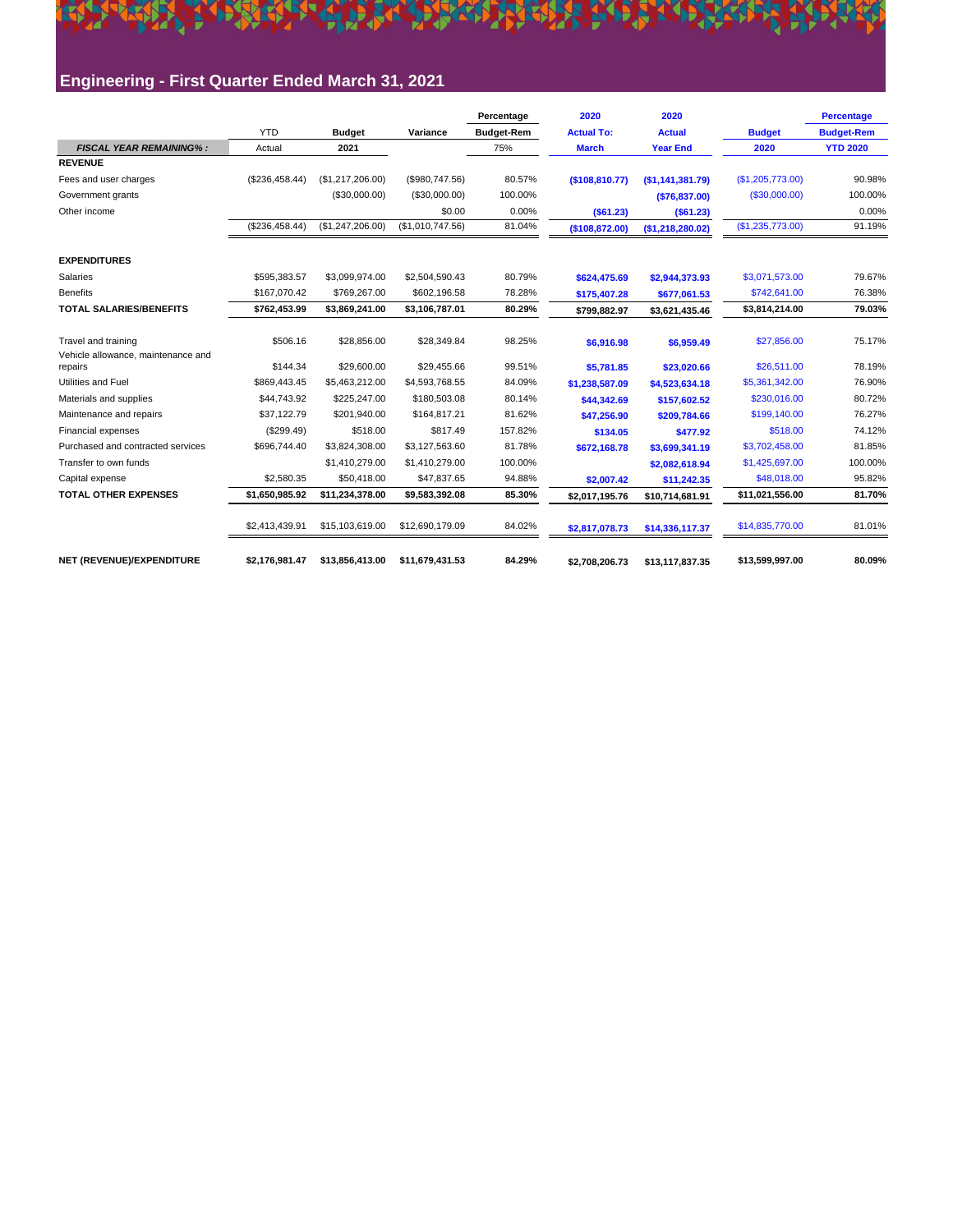## Engineering - First Quarter Ended March 31, 2021

| | YTD | Budget | Variance | Percentage Budget-Rem | 2020 Actual To: | 2020 Actual | Budget | Percentage Budget-Rem |
|---|---|---|---|---|---|---|---|---|
| ***FISCAL YEAR REMAINING% :*** | Actual | **2021** | | 75% | **March** | **Year End** | **2020** | **YTD 2020** |
| **REVENUE** | | | | | | | | |
| Fees and user charges | ($236,458.44) | ($1,217,206.00) | ($980,747.56) | 80.57% | **($108,810.77)** | **($1,141,381.79)** | ($1,205,773.00) | 90.98% |
| Government grants | | ($30,000.00) | ($30,000.00) | 100.00% | | **($76,837.00)** | ($30,000.00) | 100.00% |
| Other income | | | $0.00 | 0.00% | **($61.23)** | **($61.23)** | | 0.00% |
| | ($236,458.44) | ($1,247,206.00) | ($1,010,747.56) | 81.04% | **($108,872.00)** | **($1,218,280.02)** | ($1,235,773.00) | 91.19% |
| **EXPENDITURES** | | | | | | | | |
| Salaries | $595,383.57 | $3,099,974.00 | $2,504,590.43 | 80.79% | **$624,475.69** | **$2,944,373.93** | $3,071,573.00 | 79.67% |
| Benefits | $167,070.42 | $769,267.00 | $602,196.58 | 78.28% | **$175,407.28** | **$677,061.53** | $742,641.00 | 76.38% |
| **TOTAL SALARIES/BENEFITS** | **$762,453.99** | **$3,869,241.00** | **$3,106,787.01** | **80.29%** | **$799,882.97** | **$3,621,435.46** | **$3,814,214.00** | **79.03%** |
| Travel and training | $506.16 | $28,856.00 | $28,349.84 | 98.25% | **$6,916.98** | **$6,959.49** | $27,856.00 | 75.17% |
| Vehicle allowance, maintenance and repairs | $144.34 | $29,600.00 | $29,455.66 | 99.51% | **$5,781.85** | **$23,020.66** | $26,511.00 | 78.19% |
| Utilities and Fuel | $869,443.45 | $5,463,212.00 | $4,593,768.55 | 84.09% | **$1,238,587.09** | **$4,523,634.18** | $5,361,342.00 | 76.90% |
| Materials and supplies | $44,743.92 | $225,247.00 | $180,503.08 | 80.14% | **$44,342.69** | **$157,602.52** | $230,016.00 | 80.72% |
| Maintenance and repairs | $37,122.79 | $201,940.00 | $164,817.21 | 81.62% | **$47,256.90** | **$209,784.66** | $199,140.00 | 76.27% |
| Financial expenses | ($299.49) | $518.00 | $817.49 | 157.82% | **$134.05** | **$477.92** | $518.00 | 74.12% |
| Purchased and contracted services | $696,744.40 | $3,824,308.00 | $3,127,563.60 | 81.78% | **$672,168.78** | **$3,699,341.19** | $3,702,458.00 | 81.85% |
| Transfer to own funds | | $1,410,279.00 | $1,410,279.00 | 100.00% | | **$2,082,618.94** | $1,425,697.00 | 100.00% |
| Capital expense | $2,580.35 | $50,418.00 | $47,837.65 | 94.88% | **$2,007.42** | **$11,242.35** | $48,018.00 | 95.82% |
| **TOTAL OTHER EXPENSES** | **$1,650,985.92** | **$11,234,378.00** | **$9,583,392.08** | **85.30%** | **$2,017,195.76** | **$10,714,681.91** | **$11,021,556.00** | **81.70%** |
| | $2,413,439.91 | $15,103,619.00 | $12,690,179.09 | 84.02% | **$2,817,078.73** | **$14,336,117.37** | $14,835,770.00 | 81.01% |
| **NET (REVENUE)/EXPENDITURE** | **$2,176,981.47** | **$13,856,413.00** | **$11,679,431.53** | **84.29%** | **$2,708,206.73** | **$13,117,837.35** | **$13,599,997.00** | **80.09%** |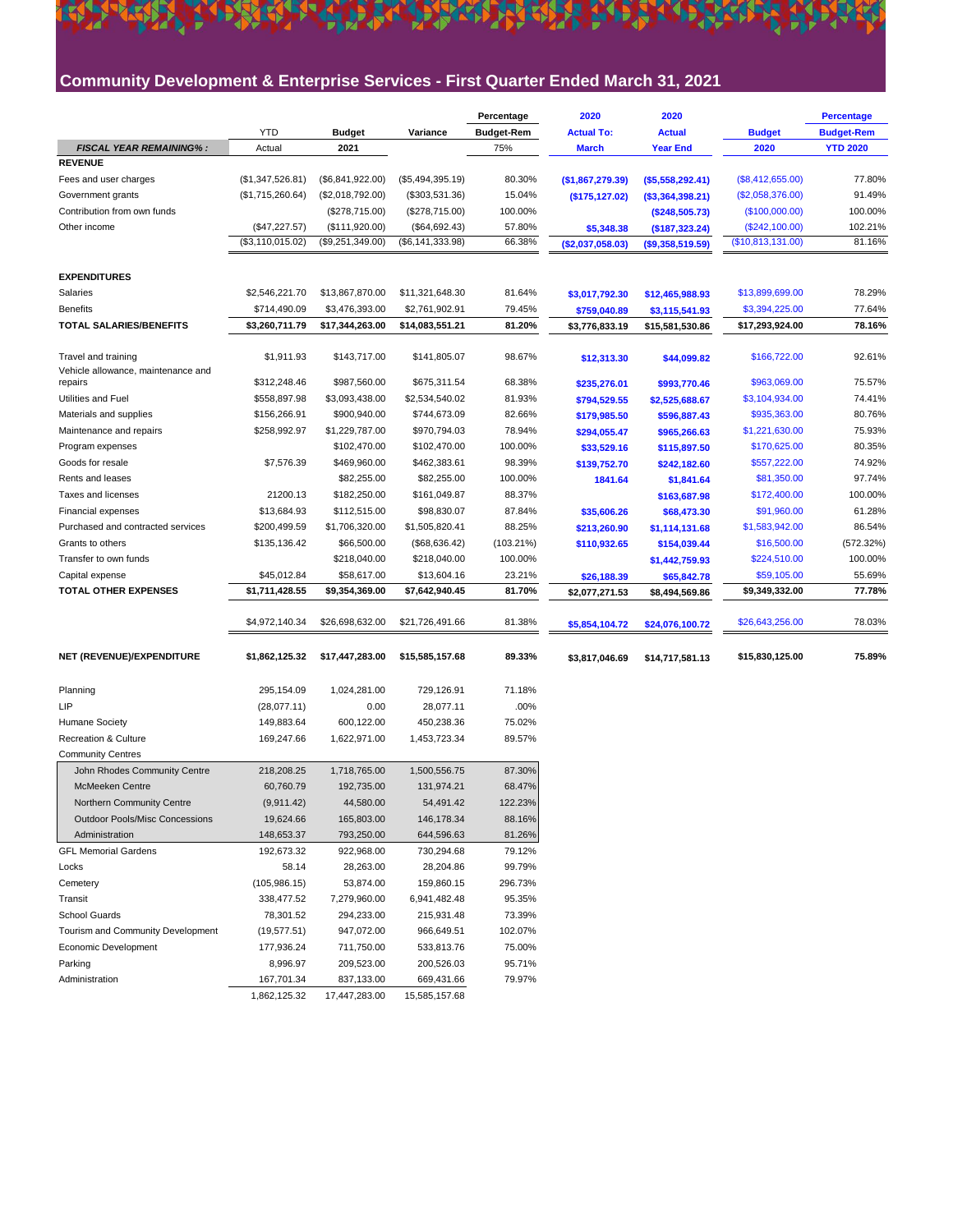# Community Development & Enterprise Services - First Quarter Ended March 31, 2021

| | YTD | Budget | Variance | Percentage Budget-Rem | 2020 Actual To: | 2020 Actual | Budget | Percentage Budget-Rem |
|---|---|---|---|---|---|---|---|---|
| ***FISCAL YEAR REMAINING% :*** | Actual | 2021 | | 75% | March | Year End | 2020 | YTD 2020 |
| **REVENUE** | | | | | | | | |
| Fees and user charges | ($1,347,526.81) | ($6,841,922.00) | ($5,494,395.19) | 80.30% | ($1,867,279.39) | ($5,558,292.41) | ($8,412,655.00) | 77.80% |
| Government grants | ($1,715,260.64) | ($2,018,792.00) | ($303,531.36) | 15.04% | ($175,127.02) | ($3,364,398.21) | ($2,058,376.00) | 91.49% |
| Contribution from own funds | | ($278,715.00) | ($278,715.00) | 100.00% | | ($248,505.73) | ($100,000.00) | 100.00% |
| Other income | ($47,227.57) | ($111,920.00) | ($64,692.43) | 57.80% | $5,348.38 | ($187,323.24) | ($242,100.00) | 102.21% |
| | ($3,110,015.02) | ($9,251,349.00) | ($6,141,333.98) | 66.38% | ($2,037,058.03) | ($9,358,519.59) | ($10,813,131.00) | 81.16% |
| **EXPENDITURES** | | | | | | | | |
| Salaries | $2,546,221.70 | $13,867,870.00 | $11,321,648.30 | 81.64% | $3,017,792.30 | $12,465,988.93 | $13,899,699.00 | 78.29% |
| Benefits | $714,490.09 | $3,476,393.00 | $2,761,902.91 | 79.45% | $759,040.89 | $3,115,541.93 | $3,394,225.00 | 77.64% |
| **TOTAL SALARIES/BENEFITS** | **$3,260,711.79** | **$17,344,263.00** | **$14,083,551.21** | **81.20%** | **$3,776,833.19** | **$15,581,530.86** | **$17,293,924.00** | **78.16%** |
| Travel and training | $1,911.93 | $143,717.00 | $141,805.07 | 98.67% | $12,313.30 | $44,099.82 | $166,722.00 | 92.61% |
| Vehicle allowance, maintenance and repairs | $312,248.46 | $987,560.00 | $675,311.54 | 68.38% | $235,276.01 | $993,770.46 | $963,069.00 | 75.57% |
| Utilities and Fuel | $558,897.98 | $3,093,438.00 | $2,534,540.02 | 81.93% | $794,529.55 | $2,525,688.67 | $3,104,934.00 | 74.41% |
| Materials and supplies | $156,266.91 | $900,940.00 | $744,673.09 | 82.66% | $179,985.50 | $596,887.43 | $935,363.00 | 80.76% |
| Maintenance and repairs | $258,992.97 | $1,229,787.00 | $970,794.03 | 78.94% | $294,055.47 | $965,266.63 | $1,221,630.00 | 75.93% |
| Program expenses | | $102,470.00 | $102,470.00 | 100.00% | $33,529.16 | $115,897.50 | $170,625.00 | 80.35% |
| Goods for resale | $7,576.39 | $469,960.00 | $462,383.61 | 98.39% | $139,752.70 | $242,182.60 | $557,222.00 | 74.92% |
| Rents and leases | | $82,255.00 | $82,255.00 | 100.00% | 1841.64 | $1,841.64 | $81,350.00 | 97.74% |
| Taxes and licenses | 21200.13 | $182,250.00 | $161,049.87 | 88.37% | | $163,687.98 | $172,400.00 | 100.00% |
| Financial expenses | $13,684.93 | $112,515.00 | $98,830.07 | 87.84% | $35,606.26 | $68,473.30 | $91,960.00 | 61.28% |
| Purchased and contracted services | $200,499.59 | $1,706,320.00 | $1,505,820.41 | 88.25% | $213,260.90 | $1,114,131.68 | $1,583,942.00 | 86.54% |
| Grants to others | $135,136.42 | $66,500.00 | ($68,636.42) | (103.21%) | $110,932.65 | $154,039.44 | $16,500.00 | (572.32%) |
| Transfer to own funds | | $218,040.00 | $218,040.00 | 100.00% | | $1,442,759.93 | $224,510.00 | 100.00% |
| Capital expense | $45,012.84 | $58,617.00 | $13,604.16 | 23.21% | $26,188.39 | $65,842.78 | $59,105.00 | 55.69% |
| **TOTAL OTHER EXPENSES** | **$1,711,428.55** | **$9,354,369.00** | **$7,642,940.45** | **81.70%** | **$2,077,271.53** | **$8,494,569.86** | **$9,349,332.00** | **77.78%** |
| | $4,972,140.34 | $26,698,632.00 | $21,726,491.66 | 81.38% | $5,854,104.72 | $24,076,100.72 | $26,643,256.00 | 78.03% |
| **NET (REVENUE)/EXPENDITURE** | **$1,862,125.32** | **$17,447,283.00** | **$15,585,157.68** | **89.33%** | **$3,817,046.69** | **$14,717,581.13** | **$15,830,125.00** | **75.89%** |

| | YTD Actual | Budget 2021 | Variance | Percentage Budget-Rem |
|---|---|---|---|---|
| Planning | 295,154.09 | 1,024,281.00 | 729,126.91 | 71.18% |
| LIP | (28,077.11) | 0.00 | 28,077.11 | .00% |
| Humane Society | 149,883.64 | 600,122.00 | 450,238.36 | 75.02% |
| Recreation & Culture | 169,247.66 | 1,622,971.00 | 1,453,723.34 | 89.57% |
| Community Centres | | | | |
| John Rhodes Community Centre | 218,208.25 | 1,718,765.00 | 1,500,556.75 | 87.30% |
| McMeeken Centre | 60,760.79 | 192,735.00 | 131,974.21 | 68.47% |
| Northern Community Centre | (9,911.42) | 44,580.00 | 54,491.42 | 122.23% |
| Outdoor Pools/Misc Concessions | 19,624.66 | 165,803.00 | 146,178.34 | 88.16% |
| Administration | 148,653.37 | 793,250.00 | 644,596.63 | 81.26% |
| GFL Memorial Gardens | 192,673.32 | 922,968.00 | 730,294.68 | 79.12% |
| Locks | 58.14 | 28,263.00 | 28,204.86 | 99.79% |
| Cemetery | (105,986.15) | 53,874.00 | 159,860.15 | 296.73% |
| Transit | 338,477.52 | 7,279,960.00 | 6,941,482.48 | 95.35% |
| School Guards | 78,301.52 | 294,233.00 | 215,931.48 | 73.39% |
| Tourism and Community Development | (19,577.51) | 947,072.00 | 966,649.51 | 102.07% |
| Economic Development | 177,936.24 | 711,750.00 | 533,813.76 | 75.00% |
| Parking | 8,996.97 | 209,523.00 | 200,526.03 | 95.71% |
| Administration | 167,701.34 | 837,133.00 | 669,431.66 | 79.97% |
| | 1,862,125.32 | 17,447,283.00 | 15,585,157.68 | |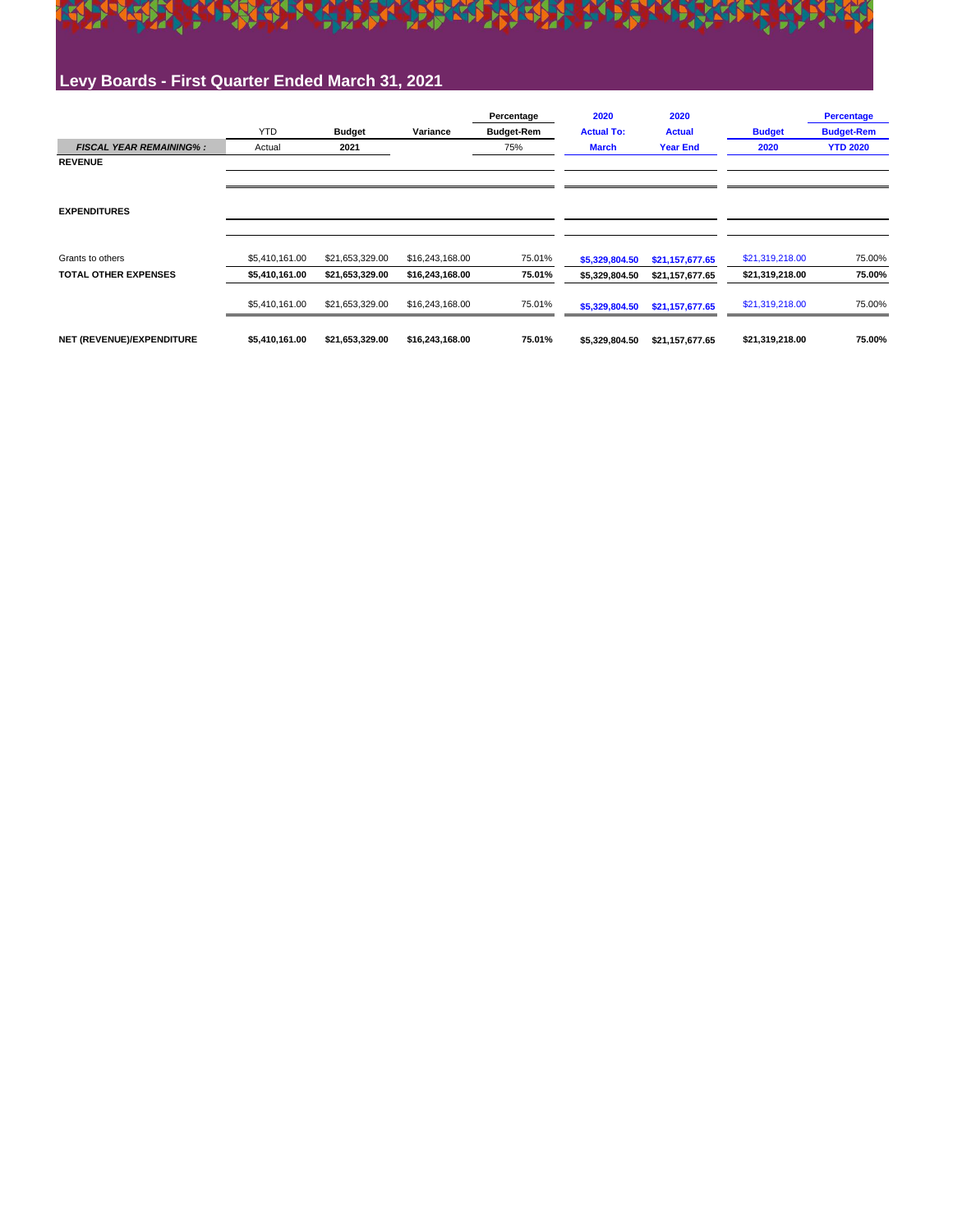## Levy Boards - First Quarter Ended March 31, 2021

| | YTD | Budget | Variance | Percentage | 2020 | 2020 | | Percentage |
|---|---|---|---|---|---|---|---|---|
| | | | | Budget-Rem | Actual To: | Actual | Budget | Budget-Rem |
| ***FISCAL YEAR REMAINING% :*** | Actual | **2021** | | 75% | **March** | **Year End** | **2020** | **YTD 2020** |
| **REVENUE** | | | | | | | | |
| **EXPENDITURES** | | | | | | | | |
| Grants to others | $5,410,161.00 | $21,653,329.00 | $16,243,168.00 | 75.01% | **$5,329,804.50** | **$21,157,677.65** | $21,319,218.00 | 75.00% |
| **TOTAL OTHER EXPENSES** | **$5,410,161.00** | **$21,653,329.00** | **$16,243,168.00** | **75.01%** | **$5,329,804.50** | **$21,157,677.65** | **$21,319,218.00** | **75.00%** |
| | $5,410,161.00 | $21,653,329.00 | $16,243,168.00 | 75.01% | **$5,329,804.50** | **$21,157,677.65** | $21,319,218.00 | 75.00% |
| **NET (REVENUE)/EXPENDITURE** | **$5,410,161.00** | **$21,653,329.00** | **$16,243,168.00** | **75.01%** | **$5,329,804.50** | **$21,157,677.65** | **$21,319,218.00** | **75.00%** |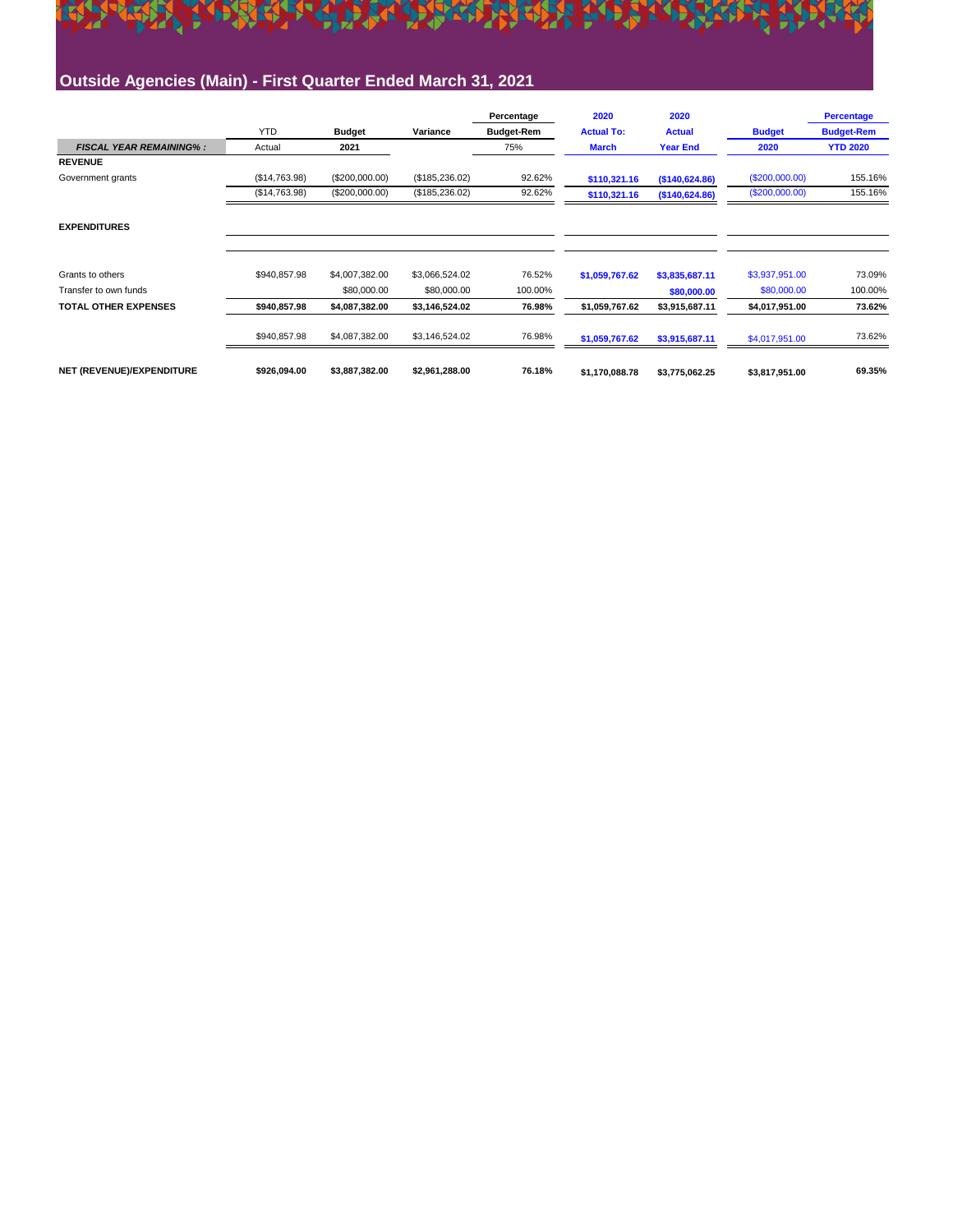## Outside Agencies (Main) - First Quarter Ended March 31, 2021

| | YTD | Budget | Variance | Percentage Budget-Rem | 2020 Actual To: | 2020 Actual | Budget | Percentage Budget-Rem |
|---|---|---|---|---|---|---|---|---|
| ***FISCAL YEAR REMAINING% :*** | Actual | **2021** | | 75% | **March** | **Year End** | **2020** | **YTD 2020** |
| **REVENUE** | | | | | | | | |
| Government grants | ($14,763.98) | ($200,000.00) | ($185,236.02) | 92.62% | **$110,321.16** | **($140,624.86)** | ($200,000.00) | 155.16% |
| | ($14,763.98) | ($200,000.00) | ($185,236.02) | 92.62% | **$110,321.16** | **($140,624.86)** | ($200,000.00) | 155.16% |
| **EXPENDITURES** | | | | | | | | |
| Grants to others | $940,857.98 | $4,007,382.00 | $3,066,524.02 | 76.52% | **$1,059,767.62** | **$3,835,687.11** | $3,937,951.00 | 73.09% |
| Transfer to own funds | | $80,000.00 | $80,000.00 | 100.00% | | **$80,000.00** | $80,000.00 | 100.00% |
| **TOTAL OTHER EXPENSES** | **$940,857.98** | **$4,087,382.00** | **$3,146,524.02** | **76.98%** | **$1,059,767.62** | **$3,915,687.11** | **$4,017,951.00** | **73.62%** |
| | $940,857.98 | $4,087,382.00 | $3,146,524.02 | 76.98% | **$1,059,767.62** | **$3,915,687.11** | $4,017,951.00 | 73.62% |
| **NET (REVENUE)/EXPENDITURE** | **$926,094.00** | **$3,887,382.00** | **$2,961,288.00** | **76.18%** | **$1,170,088.78** | **$3,775,062.25** | **$3,817,951.00** | **69.35%** |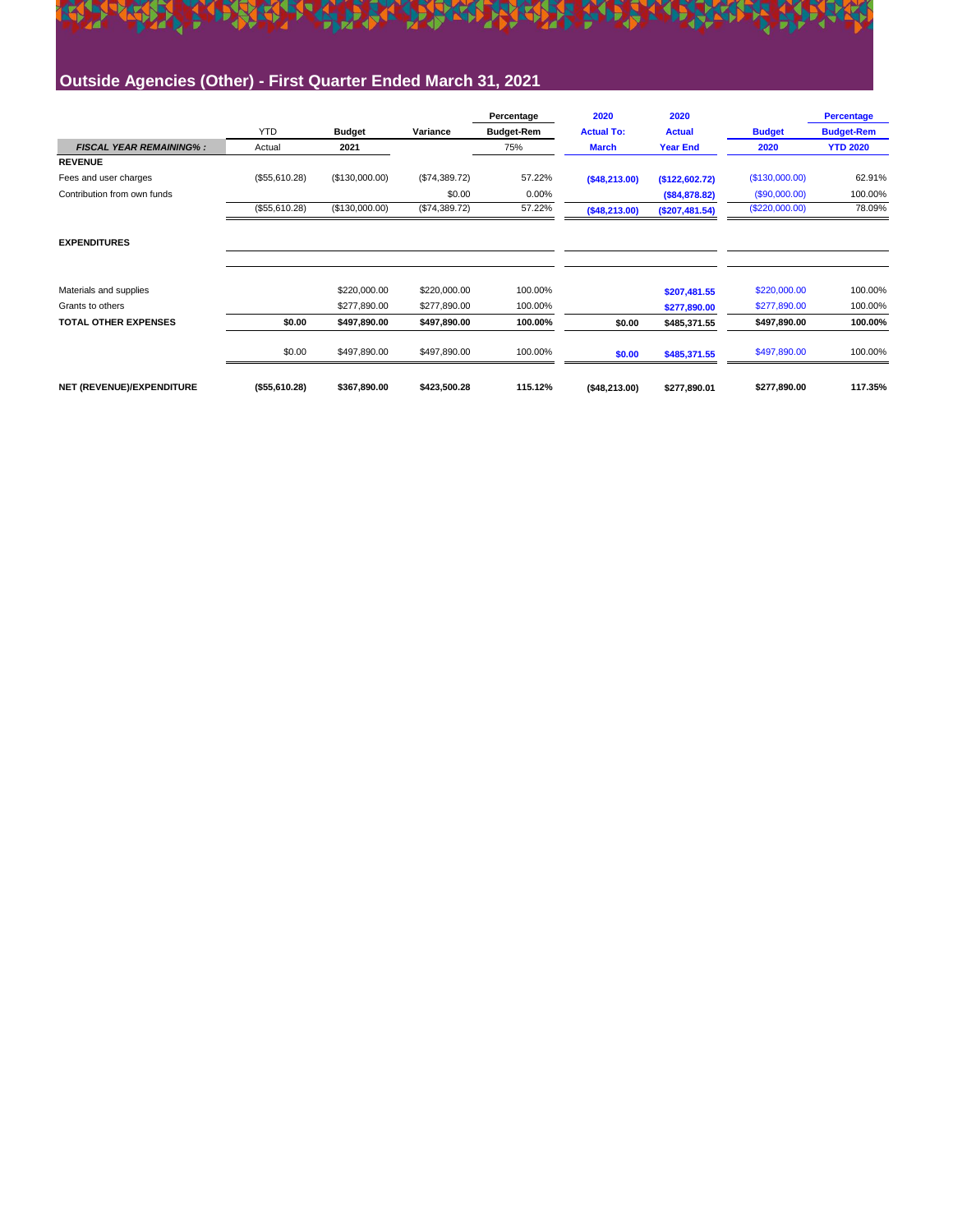## Outside Agencies (Other) - First Quarter Ended March 31, 2021

| | YTD | Budget | Variance | Percentage Budget-Rem | 2020 Actual To: | 2020 Actual | Budget | Percentage Budget-Rem |
|---|---|---|---|---|---|---|---|---|
| ***FISCAL YEAR REMAINING% :*** | Actual | **2021** | | 75% | **March** | **Year End** | **2020** | **YTD 2020** |
| **REVENUE** | | | | | | | | |
| Fees and user charges | ($55,610.28) | ($130,000.00) | ($74,389.72) | 57.22% | **($48,213.00)** | **($122,602.72)** | ($130,000.00) | 62.91% |
| Contribution from own funds | | | $0.00 | 0.00% | | **($84,878.82)** | ($90,000.00) | 100.00% |
| | ($55,610.28) | ($130,000.00) | ($74,389.72) | 57.22% | **($48,213.00)** | **($207,481.54)** | ($220,000.00) | 78.09% |
| **EXPENDITURES** | | | | | | | | |
| Materials and supplies | | $220,000.00 | $220,000.00 | 100.00% | | **$207,481.55** | $220,000.00 | 100.00% |
| Grants to others | | $277,890.00 | $277,890.00 | 100.00% | | **$277,890.00** | $277,890.00 | 100.00% |
| **TOTAL OTHER EXPENSES** | **$0.00** | **$497,890.00** | **$497,890.00** | **100.00%** | **$0.00** | **$485,371.55** | **$497,890.00** | **100.00%** |
| | $0.00 | $497,890.00 | $497,890.00 | 100.00% | **$0.00** | **$485,371.55** | $497,890.00 | 100.00% |
| **NET (REVENUE)/EXPENDITURE** | **($55,610.28)** | **$367,890.00** | **$423,500.28** | **115.12%** | **($48,213.00)** | **$277,890.01** | **$277,890.00** | **117.35%** |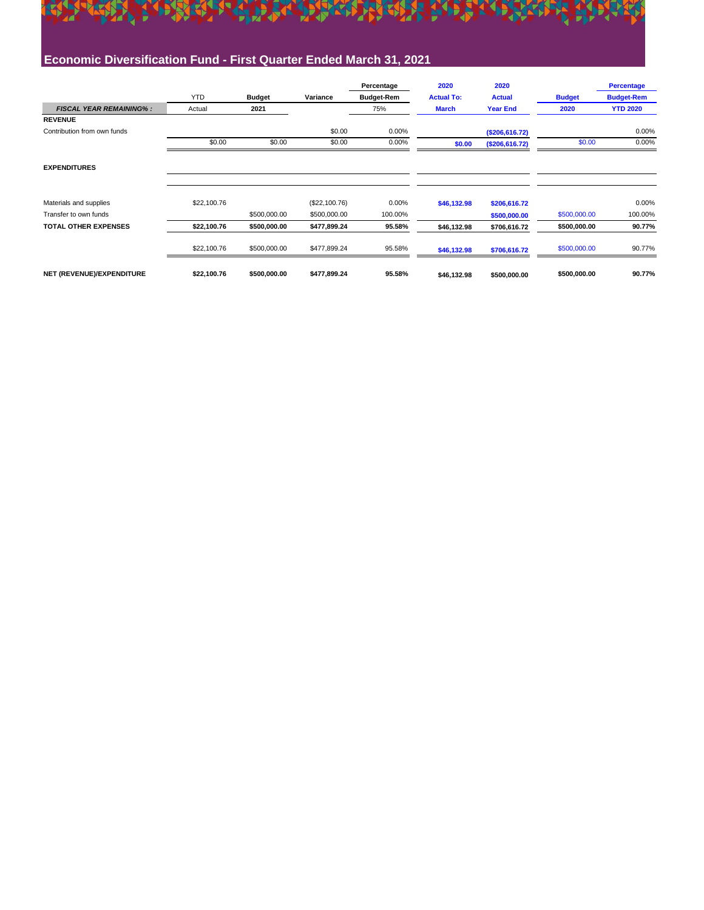# Economic Diversification Fund - First Quarter Ended March 31, 2021

| | YTD | Budget | Variance | Percentage Budget-Rem | 2020 Actual To: March | 2020 Actual Year End | Budget 2020 | Percentage Budget-Rem YTD 2020 |
|---|---|---|---|---|---|---|---|---|
| ***FISCAL YEAR REMAINING% :*** | Actual | **2021** | | 75% | | | | |
| **REVENUE** | | | | | | | | |
| Contribution from own funds | | | $0.00 | 0.00% | | ($206,616.72) | | 0.00% |
| | $0.00 | $0.00 | $0.00 | 0.00% | $0.00 | ($206,616.72) | $0.00 | 0.00% |
| **EXPENDITURES** | | | | | | | | |
| Materials and supplies | $22,100.76 | | ($22,100.76) | 0.00% | $46,132.98 | $206,616.72 | | 0.00% |
| Transfer to own funds | | $500,000.00 | $500,000.00 | 100.00% | | $500,000.00 | $500,000.00 | 100.00% |
| **TOTAL OTHER EXPENSES** | **$22,100.76** | **$500,000.00** | **$477,899.24** | **95.58%** | $46,132.98 | $706,616.72 | **$500,000.00** | **90.77%** |
| | $22,100.76 | $500,000.00 | $477,899.24 | 95.58% | $46,132.98 | $706,616.72 | $500,000.00 | 90.77% |
| **NET (REVENUE)/EXPENDITURE** | **$22,100.76** | **$500,000.00** | **$477,899.24** | **95.58%** | $46,132.98 | $500,000.00 | **$500,000.00** | **90.77%** |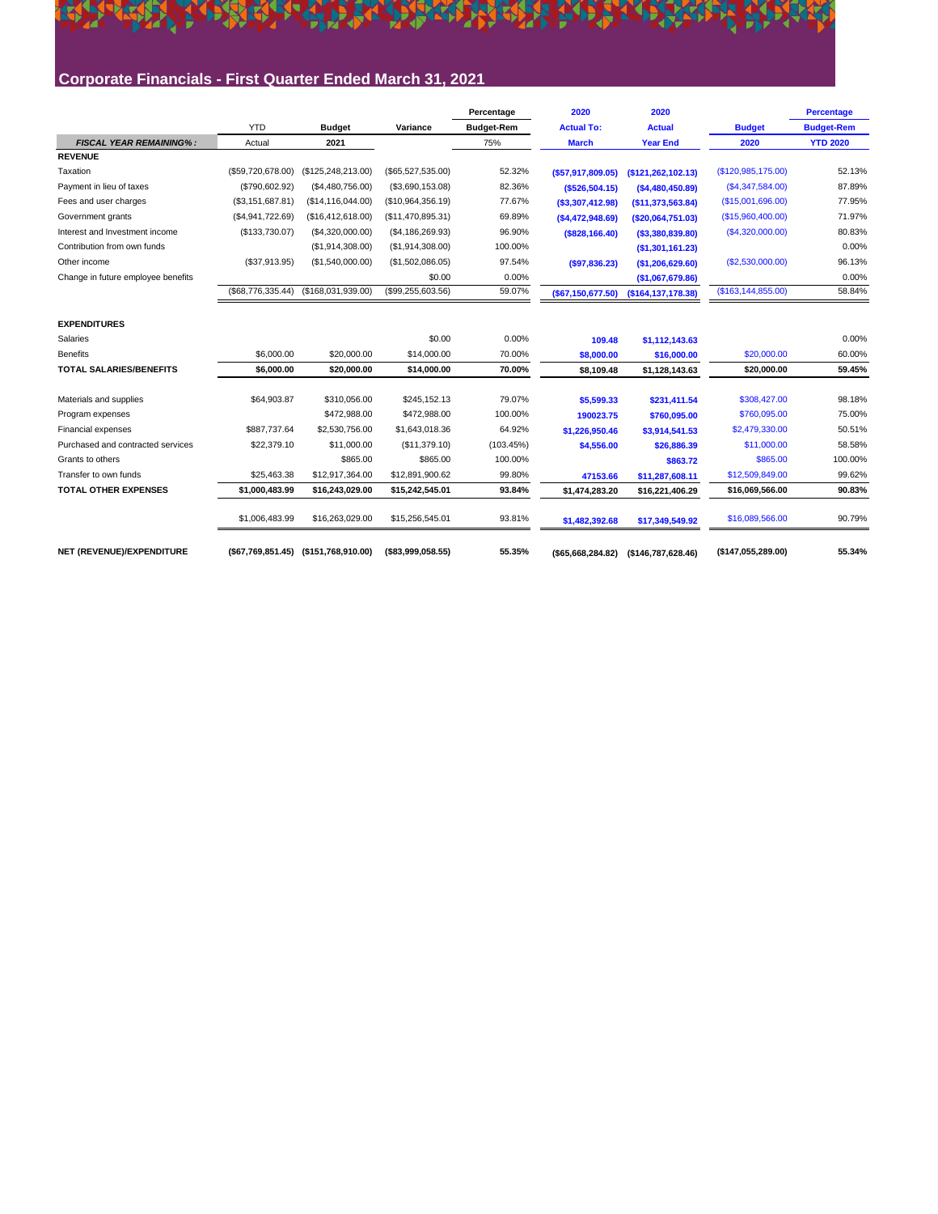## Corporate Financials - First Quarter Ended March 31, 2021

| | YTD | Budget | Variance | Percentage Budget-Rem | 2020 Actual To: March | 2020 Actual Year End | Budget 2020 | Percentage Budget-Rem YTD 2020 |
|---|---|---|---|---|---|---|---|---|
| ***FISCAL YEAR REMAINING%:*** | Actual | **2021** | | 75% | | | | |
| **REVENUE** | | | | | | | | |
| Taxation | ($59,720,678.00) | ($125,248,213.00) | ($65,527,535.00) | 52.32% | **($57,917,809.05)** | **($121,262,102.13)** | ($120,985,175.00) | 52.13% |
| Payment in lieu of taxes | ($790,602.92) | ($4,480,756.00) | ($3,690,153.08) | 82.36% | **($526,504.15)** | **($4,480,450.89)** | ($4,347,584.00) | 87.89% |
| Fees and user charges | ($3,151,687.81) | ($14,116,044.00) | ($10,964,356.19) | 77.67% | **($3,307,412.98)** | **($11,373,563.84)** | ($15,001,696.00) | 77.95% |
| Government grants | ($4,941,722.69) | ($16,412,618.00) | ($11,470,895.31) | 69.89% | **($4,472,948.69)** | **($20,064,751.03)** | ($15,960,400.00) | 71.97% |
| Interest and Investment income | ($133,730.07) | ($4,320,000.00) | ($4,186,269.93) | 96.90% | **($828,166.40)** | **($3,380,839.80)** | ($4,320,000.00) | 80.83% |
| Contribution from own funds | | ($1,914,308.00) | ($1,914,308.00) | 100.00% | | **($1,301,161.23)** | | 0.00% |
| Other income | ($37,913.95) | ($1,540,000.00) | ($1,502,086.05) | 97.54% | **($97,836.23)** | **($1,206,629.60)** | ($2,530,000.00) | 96.13% |
| Change in future employee benefits | | | $0.00 | 0.00% | | **($1,067,679.86)** | | 0.00% |
| | ($68,776,335.44) | ($168,031,939.00) | ($99,255,603.56) | 59.07% | **($67,150,677.50)** | **($164,137,178.38)** | ($163,144,855.00) | 58.84% |
| **EXPENDITURES** | | | | | | | | |
| Salaries | | | $0.00 | 0.00% | **109.48** | **$1,112,143.63** | | 0.00% |
| Benefits | $6,000.00 | $20,000.00 | $14,000.00 | 70.00% | **$8,000.00** | **$16,000.00** | $20,000.00 | 60.00% |
| **TOTAL SALARIES/BENEFITS** | **$6,000.00** | **$20,000.00** | **$14,000.00** | **70.00%** | **$8,109.48** | **$1,128,143.63** | **$20,000.00** | **59.45%** |
| Materials and supplies | $64,903.87 | $310,056.00 | $245,152.13 | 79.07% | **$5,599.33** | **$231,411.54** | $308,427.00 | 98.18% |
| Program expenses | | $472,988.00 | $472,988.00 | 100.00% | **190023.75** | **$760,095.00** | $760,095.00 | 75.00% |
| Financial expenses | $887,737.64 | $2,530,756.00 | $1,643,018.36 | 64.92% | **$1,226,950.46** | **$3,914,541.53** | $2,479,330.00 | 50.51% |
| Purchased and contracted services | $22,379.10 | $11,000.00 | ($11,379.10) | (103.45%) | **$4,556.00** | **$26,886.39** | $11,000.00 | 58.58% |
| Grants to others | | $865.00 | $865.00 | 100.00% | | **$863.72** | $865.00 | 100.00% |
| Transfer to own funds | $25,463.38 | $12,917,364.00 | $12,891,900.62 | 99.80% | **47153.66** | **$11,287,608.11** | $12,509,849.00 | 99.62% |
| **TOTAL OTHER EXPENSES** | **$1,000,483.99** | **$16,243,029.00** | **$15,242,545.01** | **93.84%** | **$1,474,283.20** | **$16,221,406.29** | **$16,069,566.00** | **90.83%** |
| | $1,006,483.99 | $16,263,029.00 | $15,256,545.01 | 93.81% | **$1,482,392.68** | **$17,349,549.92** | $16,089,566.00 | 90.79% |
| **NET (REVENUE)/EXPENDITURE** | **($67,769,851.45)** | **($151,768,910.00)** | **($83,999,058.55)** | **55.35%** | **($65,668,284.82)** | **($146,787,628.46)** | **($147,055,289.00)** | **55.34%** |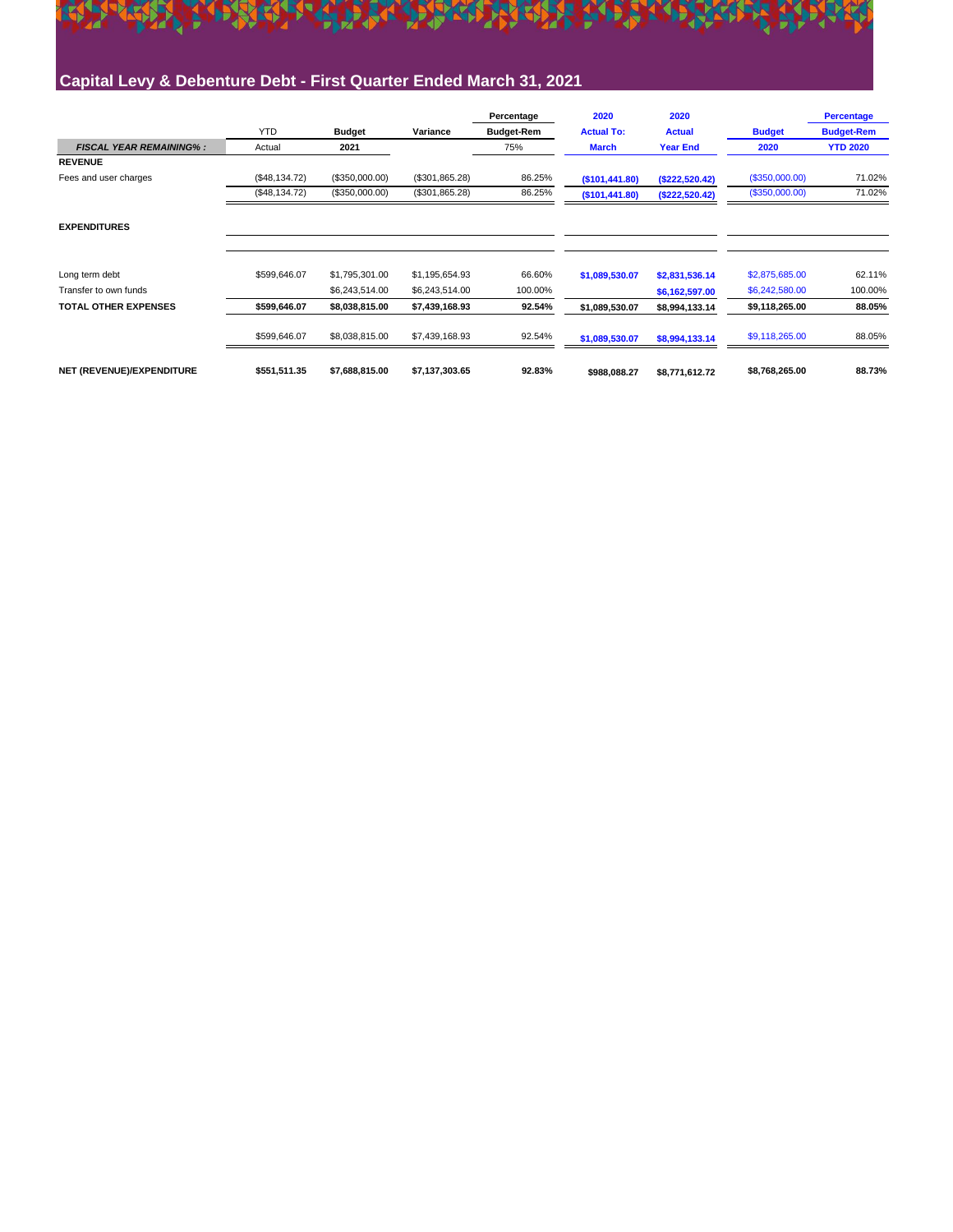# Capital Levy & Debenture Debt - First Quarter Ended March 31, 2021

| | YTD | Budget | Variance | Percentage Budget-Rem | 2020 Actual To: March | 2020 Actual Year End | Budget 2020 | Percentage Budget-Rem YTD 2020 |
|---|---|---|---|---|---|---|---|---|
| ***FISCAL YEAR REMAINING% :*** | Actual | **2021** | | 75% | | | | |
| **REVENUE** | | | | | | | | |
| Fees and user charges | ($48,134.72) | ($350,000.00) | ($301,865.28) | 86.25% | **($101,441.80)** | **($222,520.42)** | ($350,000.00) | 71.02% |
| | ($48,134.72) | ($350,000.00) | ($301,865.28) | 86.25% | **($101,441.80)** | **($222,520.42)** | ($350,000.00) | 71.02% |
| **EXPENDITURES** | | | | | | | | |
| Long term debt | $599,646.07 | $1,795,301.00 | $1,195,654.93 | 66.60% | **$1,089,530.07** | **$2,831,536.14** | $2,875,685.00 | 62.11% |
| Transfer to own funds | | $6,243,514.00 | $6,243,514.00 | 100.00% | | **$6,162,597.00** | $6,242,580.00 | 100.00% |
| **TOTAL OTHER EXPENSES** | **$599,646.07** | **$8,038,815.00** | **$7,439,168.93** | **92.54%** | **$1,089,530.07** | **$8,994,133.14** | **$9,118,265.00** | **88.05%** |
| | $599,646.07 | $8,038,815.00 | $7,439,168.93 | 92.54% | **$1,089,530.07** | **$8,994,133.14** | $9,118,265.00 | 88.05% |
| **NET (REVENUE)/EXPENDITURE** | **$551,511.35** | **$7,688,815.00** | **$7,137,303.65** | **92.83%** | **$988,088.27** | **$8,771,612.72** | **$8,768,265.00** | **88.73%** |